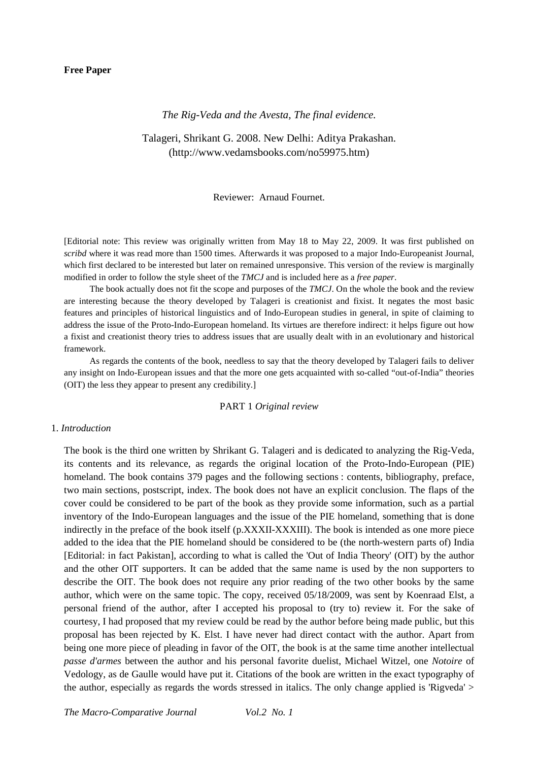**Free Paper**

*The Rig-Veda and the Avesta, The final evidence.*

Talageri, Shrikant G. 2008. New Delhi: Aditya Prakashan.
(http://www.vedamsbooks.com/no59975.htm)

Reviewer: Arnaud Fournet.

[Editorial note: This review was originally written from May 18 to May 22, 2009. It was first published on *scribd* where it was read more than 1500 times. Afterwards it was proposed to a major Indo-Europeanist Journal, which first declared to be interested but later on remained unresponsive. This version of the review is marginally modified in order to follow the style sheet of the *TMCJ* and is included here as a *free paper*.

The book actually does not fit the scope and purposes of the *TMCJ*. On the whole the book and the review are interesting because the theory developed by Talageri is creationist and fixist. It negates the most basic features and principles of historical linguistics and of Indo-European studies in general, in spite of claiming to address the issue of the Proto-Indo-European homeland. Its virtues are therefore indirect: it helps figure out how a fixist and creationist theory tries to address issues that are usually dealt with in an evolutionary and historical framework.

As regards the contents of the book, needless to say that the theory developed by Talageri fails to deliver any insight on Indo-European issues and that the more one gets acquainted with so-called "out-of-India" theories (OIT) the less they appear to present any credibility.]

PART 1 *Original review*

1. *Introduction*

The book is the third one written by Shrikant G. Talageri and is dedicated to analyzing the Rig-Veda, its contents and its relevance, as regards the original location of the Proto-Indo-European (PIE) homeland. The book contains 379 pages and the following sections : contents, bibliography, preface, two main sections, postscript, index. The book does not have an explicit conclusion. The flaps of the cover could be considered to be part of the book as they provide some information, such as a partial inventory of the Indo-European languages and the issue of the PIE homeland, something that is done indirectly in the preface of the book itself (p.XXXII-XXXIII). The book is intended as one more piece added to the idea that the PIE homeland should be considered to be (the north-western parts of) India [Editorial: in fact Pakistan], according to what is called the 'Out of India Theory' (OIT) by the author and the other OIT supporters. It can be added that the same name is used by the non supporters to describe the OIT. The book does not require any prior reading of the two other books by the same author, which were on the same topic. The copy, received 05/18/2009, was sent by Koenraad Elst, a personal friend of the author, after I accepted his proposal to (try to) review it. For the sake of courtesy, I had proposed that my review could be read by the author before being made public, but this proposal has been rejected by K. Elst. I have never had direct contact with the author. Apart from being one more piece of pleading in favor of the OIT, the book is at the same time another intellectual *passe d'armes* between the author and his personal favorite duelist, Michael Witzel, one *Notoire* of Vedology, as de Gaulle would have put it. Citations of the book are written in the exact typography of the author, especially as regards the words stressed in italics. The only change applied is 'Rigveda' >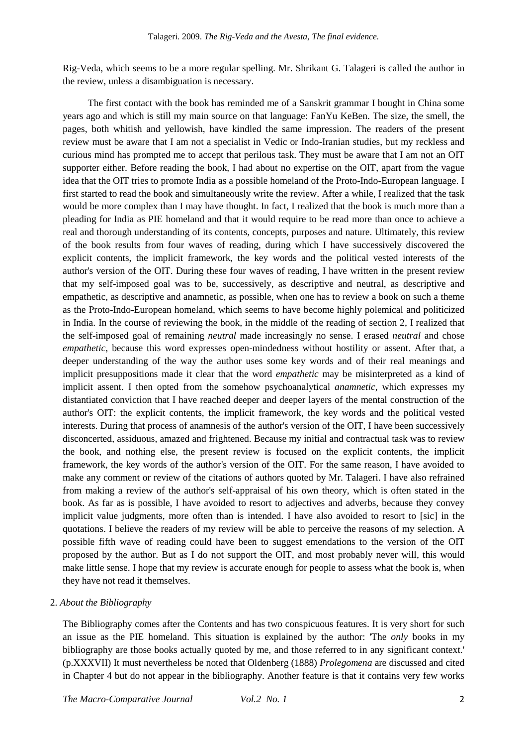Rig-Veda, which seems to be a more regular spelling. Mr. Shrikant G. Talageri is called the author in the review, unless a disambiguation is necessary.

The first contact with the book has reminded me of a Sanskrit grammar I bought in China some years ago and which is still my main source on that language: FanYu KeBen. The size, the smell, the pages, both whitish and yellowish, have kindled the same impression. The readers of the present review must be aware that I am not a specialist in Vedic or Indo-Iranian studies, but my reckless and curious mind has prompted me to accept that perilous task. They must be aware that I am not an OIT supporter either. Before reading the book, I had about no expertise on the OIT, apart from the vague idea that the OIT tries to promote India as a possible homeland of the Proto-Indo-European language. I first started to read the book and simultaneously write the review. After a while, I realized that the task would be more complex than I may have thought. In fact, I realized that the book is much more than a pleading for India as PIE homeland and that it would require to be read more than once to achieve a real and thorough understanding of its contents, concepts, purposes and nature. Ultimately, this review of the book results from four waves of reading, during which I have successively discovered the explicit contents, the implicit framework, the key words and the political vested interests of the author's version of the OIT. During these four waves of reading, I have written in the present review that my self-imposed goal was to be, successively, as descriptive and neutral, as descriptive and empathetic, as descriptive and anamnetic, as possible, when one has to review a book on such a theme as the Proto-Indo-European homeland, which seems to have become highly polemical and politicized in India. In the course of reviewing the book, in the middle of the reading of section 2, I realized that the self-imposed goal of remaining *neutral* made increasingly no sense. I erased *neutral* and chose *empathetic*, because this word expresses open-mindedness without hostility or assent. After that, a deeper understanding of the way the author uses some key words and of their real meanings and implicit presuppositions made it clear that the word *empathetic* may be misinterpreted as a kind of implicit assent. I then opted from the somehow psychoanalytical *anamnetic*, which expresses my distantiated conviction that I have reached deeper and deeper layers of the mental construction of the author's OIT: the explicit contents, the implicit framework, the key words and the political vested interests. During that process of anamnesis of the author's version of the OIT, I have been successively disconcerted, assiduous, amazed and frightened. Because my initial and contractual task was to review the book, and nothing else, the present review is focused on the explicit contents, the implicit framework, the key words of the author's version of the OIT. For the same reason, I have avoided to make any comment or review of the citations of authors quoted by Mr. Talageri. I have also refrained from making a review of the author's self-appraisal of his own theory, which is often stated in the book. As far as is possible, I have avoided to resort to adjectives and adverbs, because they convey implicit value judgments, more often than is intended. I have also avoided to resort to [sic] in the quotations. I believe the readers of my review will be able to perceive the reasons of my selection. A possible fifth wave of reading could have been to suggest emendations to the version of the OIT proposed by the author. But as I do not support the OIT, and most probably never will, this would make little sense. I hope that my review is accurate enough for people to assess what the book is, when they have not read it themselves.

2. *About the Bibliography*

The Bibliography comes after the Contents and has two conspicuous features. It is very short for such an issue as the PIE homeland. This situation is explained by the author: 'The *only* books in my bibliography are those books actually quoted by me, and those referred to in any significant context.' (p.XXXVII) It must nevertheless be noted that Oldenberg (1888) *Prolegomena* are discussed and cited in Chapter 4 but do not appear in the bibliography. Another feature is that it contains very few works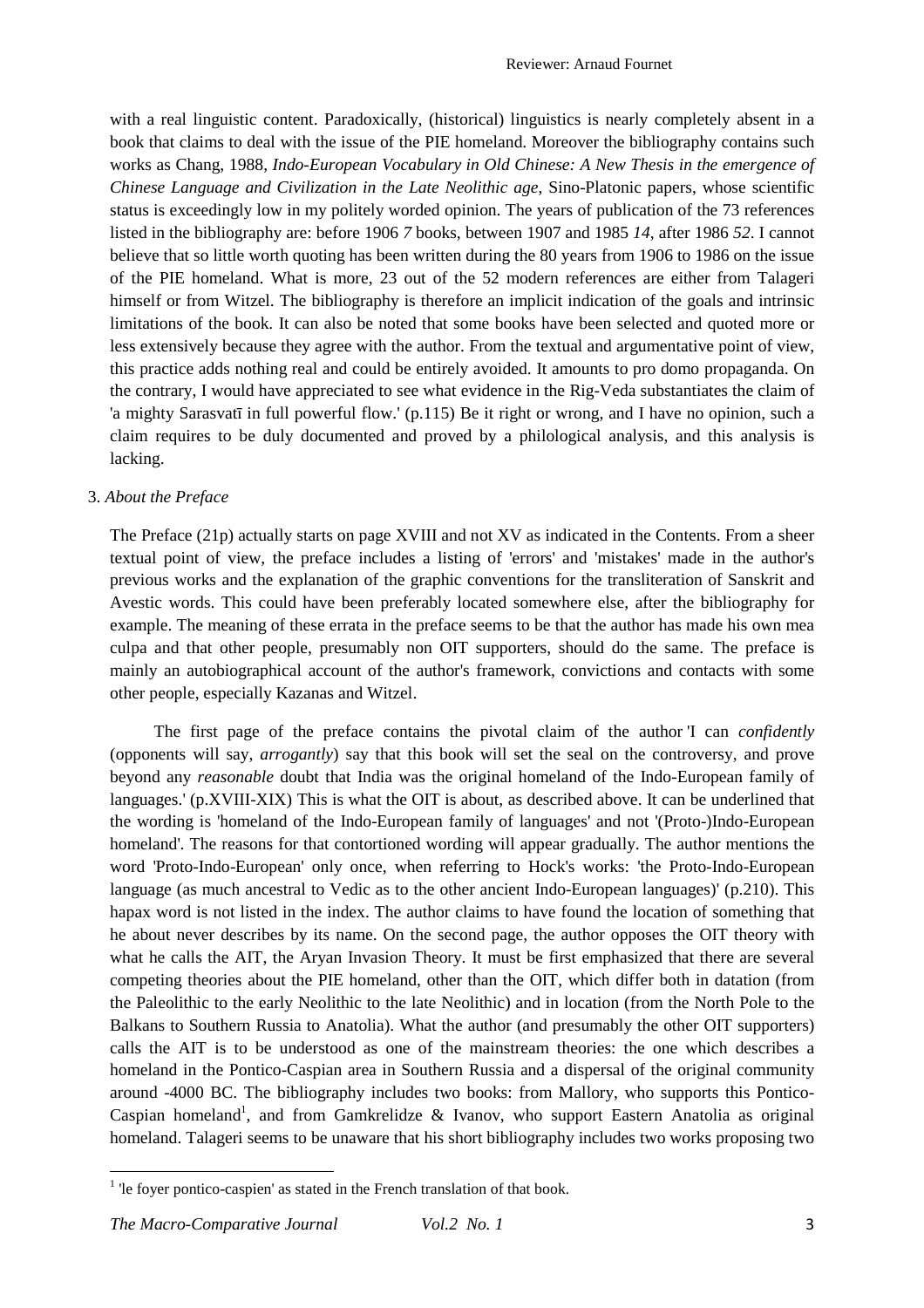with a real linguistic content. Paradoxically, (historical) linguistics is nearly completely absent in a book that claims to deal with the issue of the PIE homeland. Moreover the bibliography contains such works as Chang, 1988, *Indo-European Vocabulary in Old Chinese: A New Thesis in the emergence of Chinese Language and Civilization in the Late Neolithic age*, Sino-Platonic papers, whose scientific status is exceedingly low in my politely worded opinion. The years of publication of the 73 references listed in the bibliography are: before 1906 *7* books, between 1907 and 1985 *14*, after 1986 *52*. I cannot believe that so little worth quoting has been written during the 80 years from 1906 to 1986 on the issue of the PIE homeland. What is more, 23 out of the 52 modern references are either from Talageri himself or from Witzel. The bibliography is therefore an implicit indication of the goals and intrinsic limitations of the book. It can also be noted that some books have been selected and quoted more or less extensively because they agree with the author. From the textual and argumentative point of view, this practice adds nothing real and could be entirely avoided. It amounts to pro domo propaganda. On the contrary, I would have appreciated to see what evidence in the Rig-Veda substantiates the claim of 'a mighty Sarasvatī in full powerful flow.' (p.115) Be it right or wrong, and I have no opinion, such a claim requires to be duly documented and proved by a philological analysis, and this analysis is lacking.

3. *About the Preface*

The Preface (21p) actually starts on page XVIII and not XV as indicated in the Contents. From a sheer textual point of view, the preface includes a listing of 'errors' and 'mistakes' made in the author's previous works and the explanation of the graphic conventions for the transliteration of Sanskrit and Avestic words. This could have been preferably located somewhere else, after the bibliography for example. The meaning of these errata in the preface seems to be that the author has made his own mea culpa and that other people, presumably non OIT supporters, should do the same. The preface is mainly an autobiographical account of the author's framework, convictions and contacts with some other people, especially Kazanas and Witzel.

The first page of the preface contains the pivotal claim of the author 'I can *confidently* (opponents will say, *arrogantly*) say that this book will set the seal on the controversy, and prove beyond any *reasonable* doubt that India was the original homeland of the Indo-European family of languages.' (p.XVIII-XIX) This is what the OIT is about, as described above. It can be underlined that the wording is 'homeland of the Indo-European family of languages' and not '(Proto-)Indo-European homeland'. The reasons for that contortioned wording will appear gradually. The author mentions the word 'Proto-Indo-European' only once, when referring to Hock's works: 'the Proto-Indo-European language (as much ancestral to Vedic as to the other ancient Indo-European languages)' (p.210). This hapax word is not listed in the index. The author claims to have found the location of something that he about never describes by its name. On the second page, the author opposes the OIT theory with what he calls the AIT, the Aryan Invasion Theory. It must be first emphasized that there are several competing theories about the PIE homeland, other than the OIT, which differ both in datation (from the Paleolithic to the early Neolithic to the late Neolithic) and in location (from the North Pole to the Balkans to Southern Russia to Anatolia). What the author (and presumably the other OIT supporters) calls the AIT is to be understood as one of the mainstream theories: the one which describes a homeland in the Pontico-Caspian area in Southern Russia and a dispersal of the original community around -4000 BC. The bibliography includes two books: from Mallory, who supports this Pontico-Caspian homeland[1], and from Gamkrelidze & Ivanov, who support Eastern Anatolia as original homeland. Talageri seems to be unaware that his short bibliography includes two works proposing two

[1] 'le foyer pontico-caspien' as stated in the French translation of that book.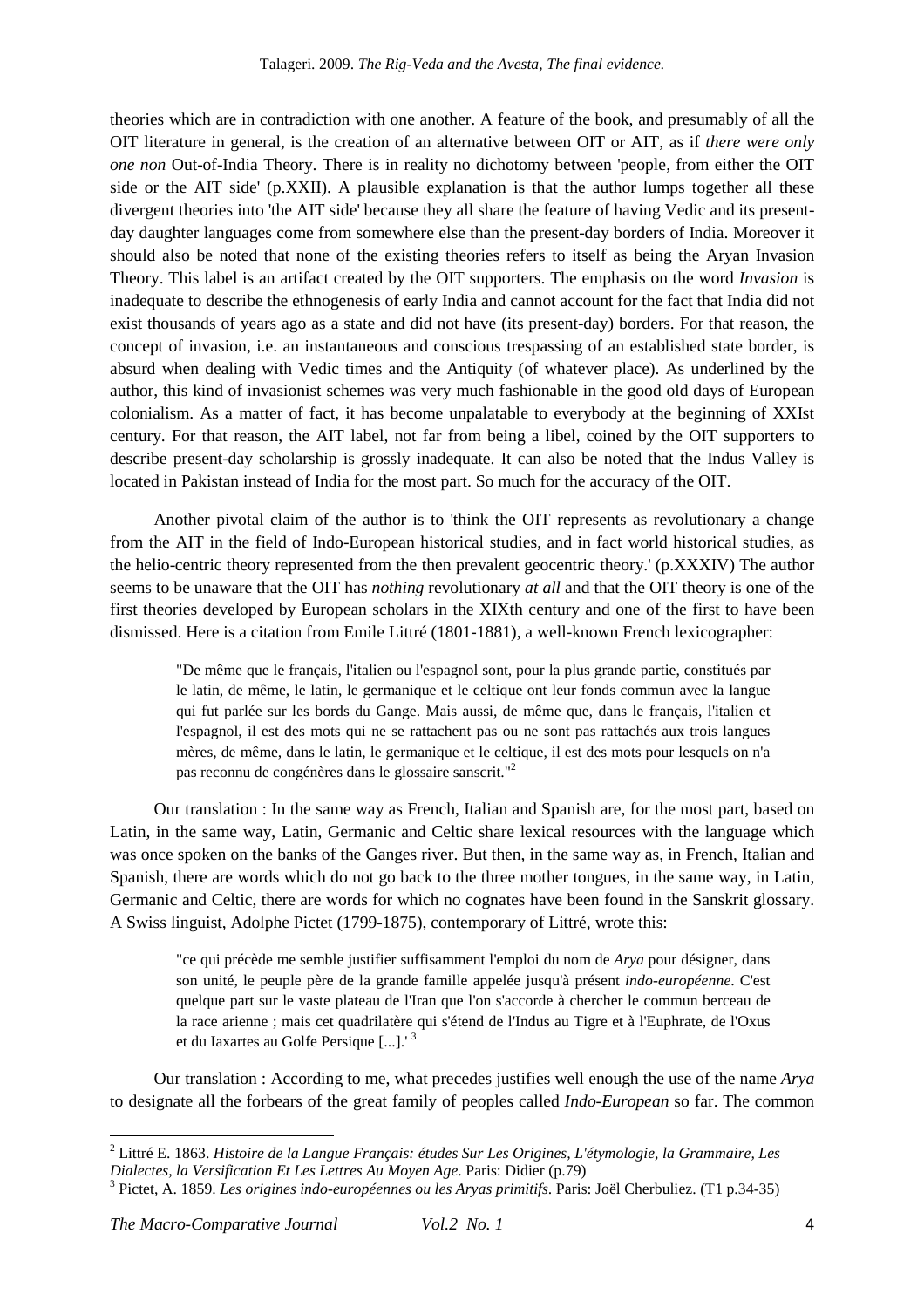theories which are in contradiction with one another. A feature of the book, and presumably of all the OIT literature in general, is the creation of an alternative between OIT or AIT, as if *there were only one non* Out-of-India Theory. There is in reality no dichotomy between 'people, from either the OIT side or the AIT side' (p.XXII). A plausible explanation is that the author lumps together all these divergent theories into 'the AIT side' because they all share the feature of having Vedic and its present-day daughter languages come from somewhere else than the present-day borders of India. Moreover it should also be noted that none of the existing theories refers to itself as being the Aryan Invasion Theory. This label is an artifact created by the OIT supporters. The emphasis on the word *Invasion* is inadequate to describe the ethnogenesis of early India and cannot account for the fact that India did not exist thousands of years ago as a state and did not have (its present-day) borders. For that reason, the concept of invasion, i.e. an instantaneous and conscious trespassing of an established state border, is absurd when dealing with Vedic times and the Antiquity (of whatever place). As underlined by the author, this kind of invasionist schemes was very much fashionable in the good old days of European colonialism. As a matter of fact, it has become unpalatable to everybody at the beginning of XXIst century. For that reason, the AIT label, not far from being a libel, coined by the OIT supporters to describe present-day scholarship is grossly inadequate. It can also be noted that the Indus Valley is located in Pakistan instead of India for the most part. So much for the accuracy of the OIT.

Another pivotal claim of the author is to 'think the OIT represents as revolutionary a change from the AIT in the field of Indo-European historical studies, and in fact world historical studies, as the helio-centric theory represented from the then prevalent geocentric theory.' (p.XXXIV) The author seems to be unaware that the OIT has *nothing* revolutionary *at all* and that the OIT theory is one of the first theories developed by European scholars in the XIXth century and one of the first to have been dismissed. Here is a citation from Emile Littré (1801-1881), a well-known French lexicographer:

> "De même que le français, l'italien ou l'espagnol sont, pour la plus grande partie, constitués par le latin, de même, le latin, le germanique et le celtique ont leur fonds commun avec la langue qui fut parlée sur les bords du Gange. Mais aussi, de même que, dans le français, l'italien et l'espagnol, il est des mots qui ne se rattachent pas ou ne sont pas rattachés aux trois langues mères, de même, dans le latin, le germanique et le celtique, il est des mots pour lesquels on n'a pas reconnu de congénères dans le glossaire sanscrit."[2]

Our translation : In the same way as French, Italian and Spanish are, for the most part, based on Latin, in the same way, Latin, Germanic and Celtic share lexical resources with the language which was once spoken on the banks of the Ganges river. But then, in the same way as, in French, Italian and Spanish, there are words which do not go back to the three mother tongues, in the same way, in Latin, Germanic and Celtic, there are words for which no cognates have been found in the Sanskrit glossary. A Swiss linguist, Adolphe Pictet (1799-1875), contemporary of Littré, wrote this:

> "ce qui précède me semble justifier suffisamment l'emploi du nom de *Arya* pour désigner, dans son unité, le peuple père de la grande famille appelée jusqu'à présent *indo-européenne*. C'est quelque part sur le vaste plateau de l'Iran que l'on s'accorde à chercher le commun berceau de la race arienne ; mais cet quadrilatère qui s'étend de l'Indus au Tigre et à l'Euphrate, de l'Oxus et du Iaxartes au Golfe Persique [...].'[3]

Our translation : According to me, what precedes justifies well enough the use of the name *Arya* to designate all the forbears of the great family of peoples called *Indo-European* so far. The common

---

[2] Littré E. 1863. *Histoire de la Langue Français: études Sur Les Origines, L'étymologie, la Grammaire, Les Dialectes, la Versification Et Les Lettres Au Moyen Age*. Paris: Didier (p.79)

[3] Pictet, A. 1859. *Les origines indo-européennes ou les Aryas primitifs*. Paris: Joël Cherbuliez. (T1 p.34-35)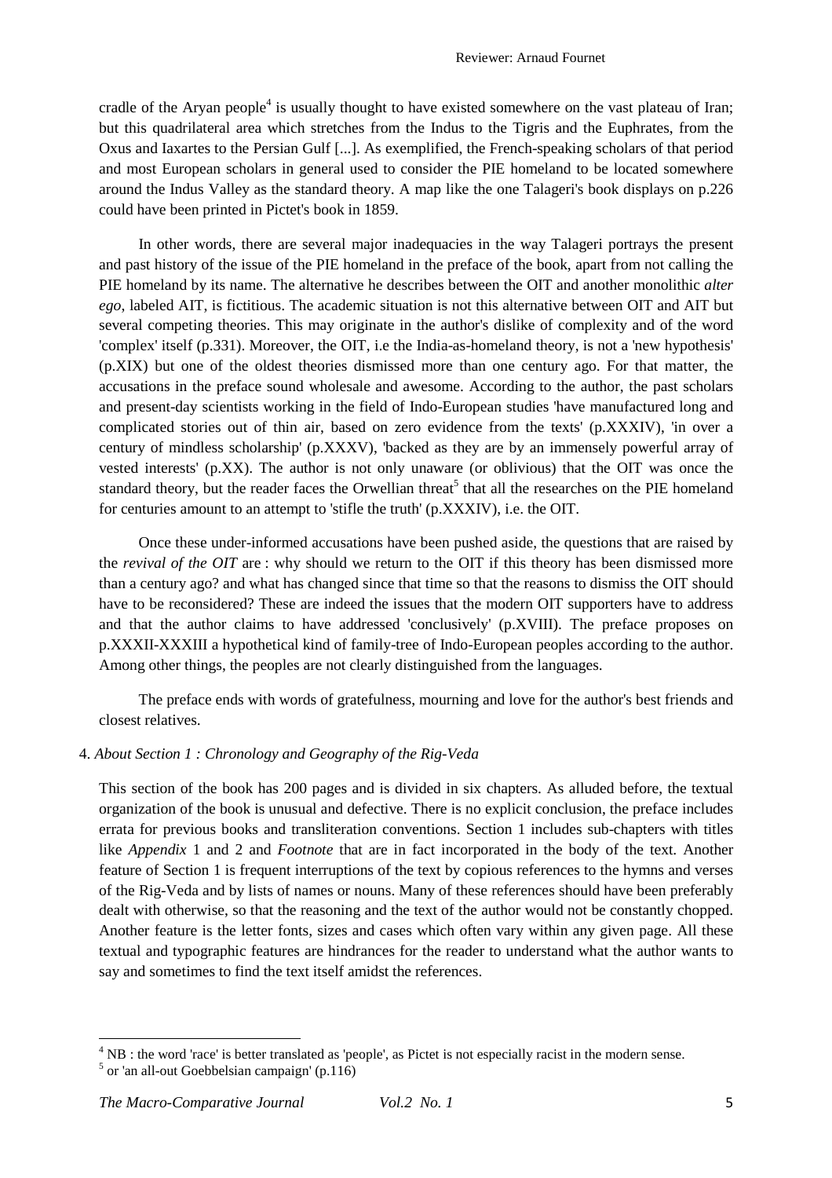cradle of the Aryan people[4] is usually thought to have existed somewhere on the vast plateau of Iran; but this quadrilateral area which stretches from the Indus to the Tigris and the Euphrates, from the Oxus and Iaxartes to the Persian Gulf [...]. As exemplified, the French-speaking scholars of that period and most European scholars in general used to consider the PIE homeland to be located somewhere around the Indus Valley as the standard theory. A map like the one Talageri's book displays on p.226 could have been printed in Pictet's book in 1859.

In other words, there are several major inadequacies in the way Talageri portrays the present and past history of the issue of the PIE homeland in the preface of the book, apart from not calling the PIE homeland by its name. The alternative he describes between the OIT and another monolithic *alter ego*, labeled AIT, is fictitious. The academic situation is not this alternative between OIT and AIT but several competing theories. This may originate in the author's dislike of complexity and of the word 'complex' itself (p.331). Moreover, the OIT, i.e the India-as-homeland theory, is not a 'new hypothesis' (p.XIX) but one of the oldest theories dismissed more than one century ago. For that matter, the accusations in the preface sound wholesale and awesome. According to the author, the past scholars and present-day scientists working in the field of Indo-European studies 'have manufactured long and complicated stories out of thin air, based on zero evidence from the texts' (p.XXXIV), 'in over a century of mindless scholarship' (p.XXXV), 'backed as they are by an immensely powerful array of vested interests' (p.XX). The author is not only unaware (or oblivious) that the OIT was once the standard theory, but the reader faces the Orwellian threat[5] that all the researches on the PIE homeland for centuries amount to an attempt to 'stifle the truth' (p.XXXIV), i.e. the OIT.

Once these under-informed accusations have been pushed aside, the questions that are raised by the *revival of the OIT* are : why should we return to the OIT if this theory has been dismissed more than a century ago? and what has changed since that time so that the reasons to dismiss the OIT should have to be reconsidered? These are indeed the issues that the modern OIT supporters have to address and that the author claims to have addressed 'conclusively' (p.XVIII). The preface proposes on p.XXXII-XXXIII a hypothetical kind of family-tree of Indo-European peoples according to the author. Among other things, the peoples are not clearly distinguished from the languages.

The preface ends with words of gratefulness, mourning and love for the author's best friends and closest relatives.

4. *About Section 1 : Chronology and Geography of the Rig-Veda*

This section of the book has 200 pages and is divided in six chapters. As alluded before, the textual organization of the book is unusual and defective. There is no explicit conclusion, the preface includes errata for previous books and transliteration conventions. Section 1 includes sub-chapters with titles like *Appendix* 1 and 2 and *Footnote* that are in fact incorporated in the body of the text. Another feature of Section 1 is frequent interruptions of the text by copious references to the hymns and verses of the Rig-Veda and by lists of names or nouns. Many of these references should have been preferably dealt with otherwise, so that the reasoning and the text of the author would not be constantly chopped. Another feature is the letter fonts, sizes and cases which often vary within any given page. All these textual and typographic features are hindrances for the reader to understand what the author wants to say and sometimes to find the text itself amidst the references.

[4] NB : the word 'race' is better translated as 'people', as Pictet is not especially racist in the modern sense.

[5] or 'an all-out Goebbelsian campaign' (p.116)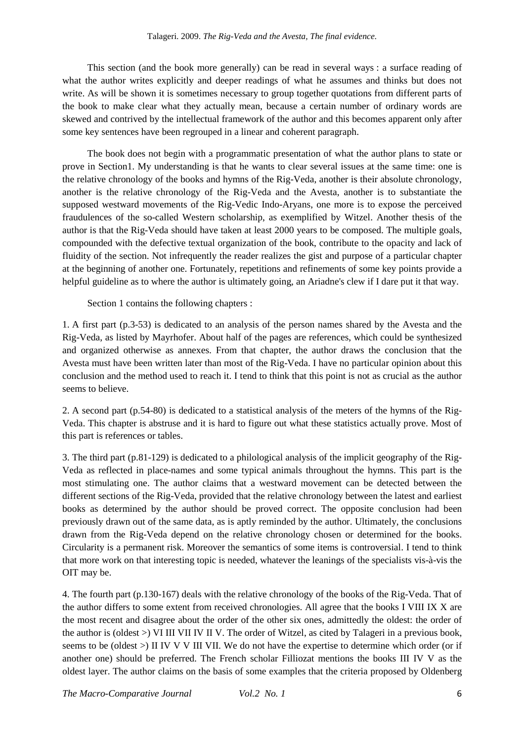This section (and the book more generally) can be read in several ways : a surface reading of what the author writes explicitly and deeper readings of what he assumes and thinks but does not write. As will be shown it is sometimes necessary to group together quotations from different parts of the book to make clear what they actually mean, because a certain number of ordinary words are skewed and contrived by the intellectual framework of the author and this becomes apparent only after some key sentences have been regrouped in a linear and coherent paragraph.

The book does not begin with a programmatic presentation of what the author plans to state or prove in Section1. My understanding is that he wants to clear several issues at the same time: one is the relative chronology of the books and hymns of the Rig-Veda, another is their absolute chronology, another is the relative chronology of the Rig-Veda and the Avesta, another is to substantiate the supposed westward movements of the Rig-Vedic Indo-Aryans, one more is to expose the perceived fraudulences of the so-called Western scholarship, as exemplified by Witzel. Another thesis of the author is that the Rig-Veda should have taken at least 2000 years to be composed. The multiple goals, compounded with the defective textual organization of the book, contribute to the opacity and lack of fluidity of the section. Not infrequently the reader realizes the gist and purpose of a particular chapter at the beginning of another one. Fortunately, repetitions and refinements of some key points provide a helpful guideline as to where the author is ultimately going, an Ariadne's clew if I dare put it that way.

Section 1 contains the following chapters :

1. A first part (p.3-53) is dedicated to an analysis of the person names shared by the Avesta and the Rig-Veda, as listed by Mayrhofer. About half of the pages are references, which could be synthesized and organized otherwise as annexes. From that chapter, the author draws the conclusion that the Avesta must have been written later than most of the Rig-Veda. I have no particular opinion about this conclusion and the method used to reach it. I tend to think that this point is not as crucial as the author seems to believe.

2. A second part (p.54-80) is dedicated to a statistical analysis of the meters of the hymns of the Rig-Veda. This chapter is abstruse and it is hard to figure out what these statistics actually prove. Most of this part is references or tables.

3. The third part (p.81-129) is dedicated to a philological analysis of the implicit geography of the Rig-Veda as reflected in place-names and some typical animals throughout the hymns. This part is the most stimulating one. The author claims that a westward movement can be detected between the different sections of the Rig-Veda, provided that the relative chronology between the latest and earliest books as determined by the author should be proved correct. The opposite conclusion had been previously drawn out of the same data, as is aptly reminded by the author. Ultimately, the conclusions drawn from the Rig-Veda depend on the relative chronology chosen or determined for the books. Circularity is a permanent risk. Moreover the semantics of some items is controversial. I tend to think that more work on that interesting topic is needed, whatever the leanings of the specialists vis-à-vis the OIT may be.

4. The fourth part (p.130-167) deals with the relative chronology of the books of the Rig-Veda. That of the author differs to some extent from received chronologies. All agree that the books I VIII IX X are the most recent and disagree about the order of the other six ones, admittedly the oldest: the order of the author is (oldest >) VI III VII IV II V. The order of Witzel, as cited by Talageri in a previous book, seems to be (oldest >) II IV V V III VII. We do not have the expertise to determine which order (or if another one) should be preferred. The French scholar Filliozat mentions the books III IV V as the oldest layer. The author claims on the basis of some examples that the criteria proposed by Oldenberg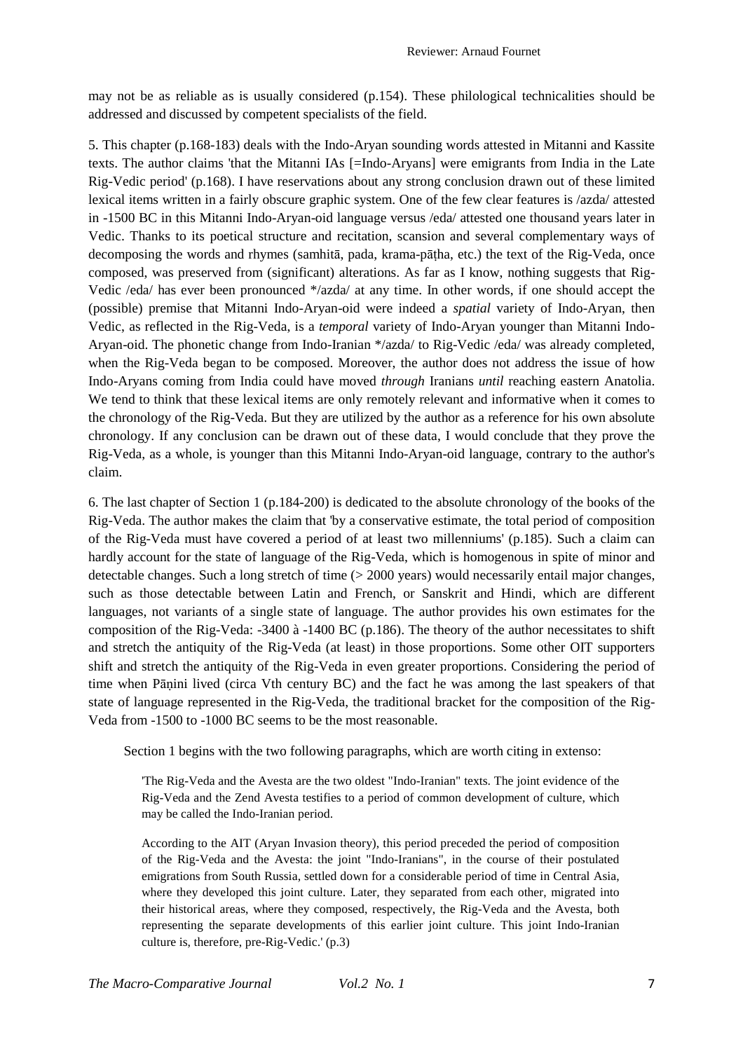may not be as reliable as is usually considered (p.154). These philological technicalities should be addressed and discussed by competent specialists of the field.

5. This chapter (p.168-183) deals with the Indo-Aryan sounding words attested in Mitanni and Kassite texts. The author claims 'that the Mitanni IAs [=Indo-Aryans] were emigrants from India in the Late Rig-Vedic period' (p.168). I have reservations about any strong conclusion drawn out of these limited lexical items written in a fairly obscure graphic system. One of the few clear features is /azda/ attested in -1500 BC in this Mitanni Indo-Aryan-oid language versus /eda/ attested one thousand years later in Vedic. Thanks to its poetical structure and recitation, scansion and several complementary ways of decomposing the words and rhymes (samhitā, pada, krama-pāṭha, etc.) the text of the Rig-Veda, once composed, was preserved from (significant) alterations. As far as I know, nothing suggests that Rig-Vedic /eda/ has ever been pronounced */azda/ at any time. In other words, if one should accept the (possible) premise that Mitanni Indo-Aryan-oid were indeed a *spatial* variety of Indo-Aryan, then Vedic, as reflected in the Rig-Veda, is a *temporal* variety of Indo-Aryan younger than Mitanni Indo-Aryan-oid. The phonetic change from Indo-Iranian */azda/ to Rig-Vedic /eda/ was already completed, when the Rig-Veda began to be composed. Moreover, the author does not address the issue of how Indo-Aryans coming from India could have moved *through* Iranians *until* reaching eastern Anatolia. We tend to think that these lexical items are only remotely relevant and informative when it comes to the chronology of the Rig-Veda. But they are utilized by the author as a reference for his own absolute chronology. If any conclusion can be drawn out of these data, I would conclude that they prove the Rig-Veda, as a whole, is younger than this Mitanni Indo-Aryan-oid language, contrary to the author's claim.

6. The last chapter of Section 1 (p.184-200) is dedicated to the absolute chronology of the books of the Rig-Veda. The author makes the claim that 'by a conservative estimate, the total period of composition of the Rig-Veda must have covered a period of at least two millenniums' (p.185). Such a claim can hardly account for the state of language of the Rig-Veda, which is homogenous in spite of minor and detectable changes. Such a long stretch of time (> 2000 years) would necessarily entail major changes, such as those detectable between Latin and French, or Sanskrit and Hindi, which are different languages, not variants of a single state of language. The author provides his own estimates for the composition of the Rig-Veda: -3400 à -1400 BC (p.186). The theory of the author necessitates to shift and stretch the antiquity of the Rig-Veda (at least) in those proportions. Some other OIT supporters shift and stretch the antiquity of the Rig-Veda in even greater proportions. Considering the period of time when Pāṇini lived (circa Vth century BC) and the fact he was among the last speakers of that state of language represented in the Rig-Veda, the traditional bracket for the composition of the Rig-Veda from -1500 to -1000 BC seems to be the most reasonable.

Section 1 begins with the two following paragraphs, which are worth citing in extenso:

> 'The Rig-Veda and the Avesta are the two oldest "Indo-Iranian" texts. The joint evidence of the Rig-Veda and the Zend Avesta testifies to a period of common development of culture, which may be called the Indo-Iranian period.
>
> According to the AIT (Aryan Invasion theory), this period preceded the period of composition of the Rig-Veda and the Avesta: the joint "Indo-Iranians", in the course of their postulated emigrations from South Russia, settled down for a considerable period of time in Central Asia, where they developed this joint culture. Later, they separated from each other, migrated into their historical areas, where they composed, respectively, the Rig-Veda and the Avesta, both representing the separate developments of this earlier joint culture. This joint Indo-Iranian culture is, therefore, pre-Rig-Vedic.' (p.3)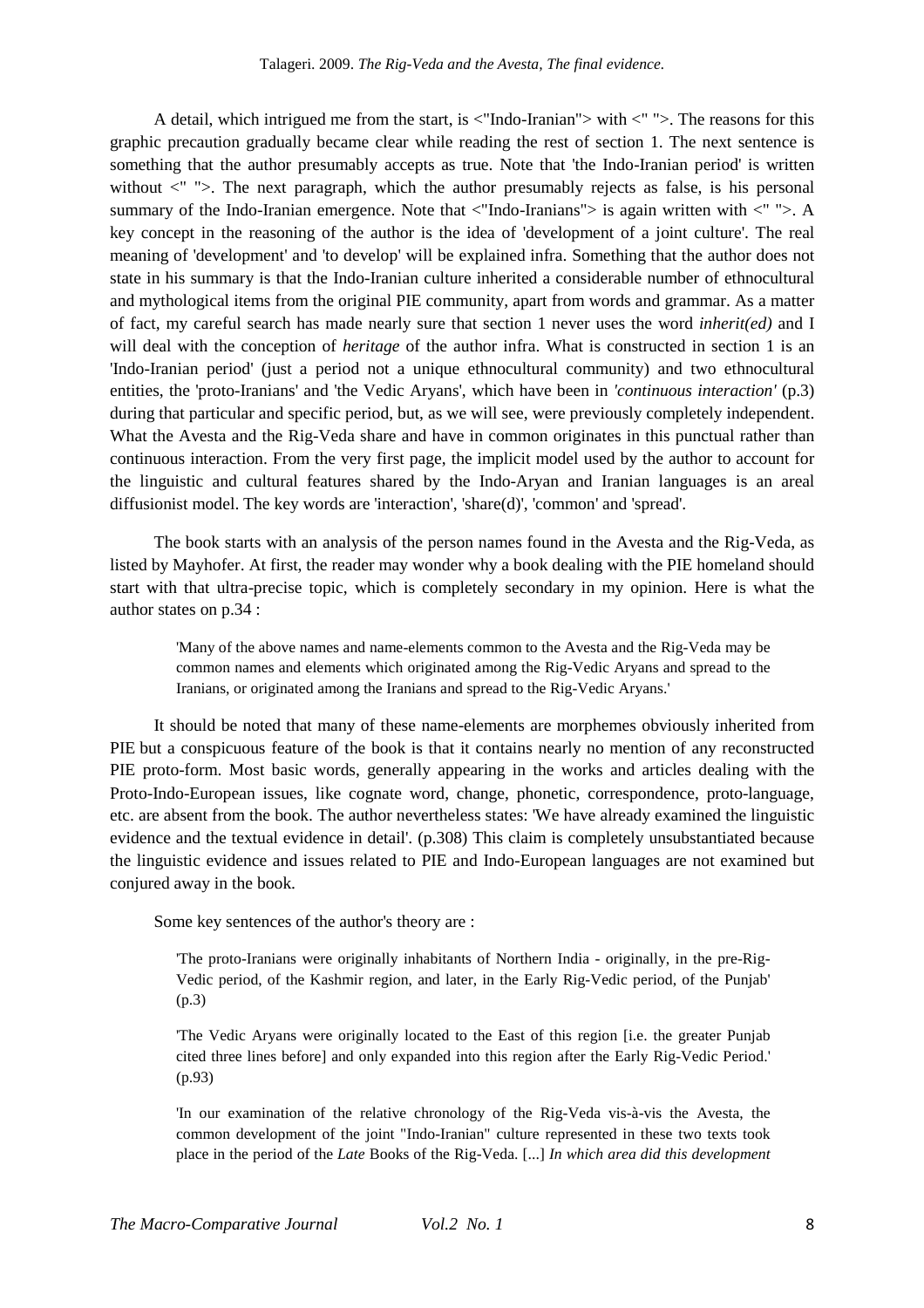A detail, which intrigued me from the start, is <"Indo-Iranian"> with <" ">. The reasons for this graphic precaution gradually became clear while reading the rest of section 1. The next sentence is something that the author presumably accepts as true. Note that 'the Indo-Iranian period' is written without <" ">. The next paragraph, which the author presumably rejects as false, is his personal summary of the Indo-Iranian emergence. Note that <"Indo-Iranians"> is again written with <" ">. A key concept in the reasoning of the author is the idea of 'development of a joint culture'. The real meaning of 'development' and 'to develop' will be explained infra. Something that the author does not state in his summary is that the Indo-Iranian culture inherited a considerable number of ethnocultural and mythological items from the original PIE community, apart from words and grammar. As a matter of fact, my careful search has made nearly sure that section 1 never uses the word *inherit(ed)* and I will deal with the conception of *heritage* of the author infra. What is constructed in section 1 is an 'Indo-Iranian period' (just a period not a unique ethnocultural community) and two ethnocultural entities, the 'proto-Iranians' and 'the Vedic Aryans', which have been in *'continuous interaction'* (p.3) during that particular and specific period, but, as we will see, were previously completely independent. What the Avesta and the Rig-Veda share and have in common originates in this punctual rather than continuous interaction. From the very first page, the implicit model used by the author to account for the linguistic and cultural features shared by the Indo-Aryan and Iranian languages is an areal diffusionist model. The key words are 'interaction', 'share(d)', 'common' and 'spread'.

The book starts with an analysis of the person names found in the Avesta and the Rig-Veda, as listed by Mayhofer. At first, the reader may wonder why a book dealing with the PIE homeland should start with that ultra-precise topic, which is completely secondary in my opinion. Here is what the author states on p.34 :

> 'Many of the above names and name-elements common to the Avesta and the Rig-Veda may be common names and elements which originated among the Rig-Vedic Aryans and spread to the Iranians, or originated among the Iranians and spread to the Rig-Vedic Aryans.'

It should be noted that many of these name-elements are morphemes obviously inherited from PIE but a conspicuous feature of the book is that it contains nearly no mention of any reconstructed PIE proto-form. Most basic words, generally appearing in the works and articles dealing with the Proto-Indo-European issues, like cognate word, change, phonetic, correspondence, proto-language, etc. are absent from the book. The author nevertheless states: 'We have already examined the linguistic evidence and the textual evidence in detail'. (p.308) This claim is completely unsubstantiated because the linguistic evidence and issues related to PIE and Indo-European languages are not examined but conjured away in the book.

Some key sentences of the author's theory are :

> 'The proto-Iranians were originally inhabitants of Northern India - originally, in the pre-Rig-Vedic period, of the Kashmir region, and later, in the Early Rig-Vedic period, of the Punjab' (p.3)

> 'The Vedic Aryans were originally located to the East of this region [i.e. the greater Punjab cited three lines before] and only expanded into this region after the Early Rig-Vedic Period.' (p.93)

> 'In our examination of the relative chronology of the Rig-Veda vis-à-vis the Avesta, the common development of the joint "Indo-Iranian" culture represented in these two texts took place in the period of the *Late* Books of the Rig-Veda. [...] *In which area did this development*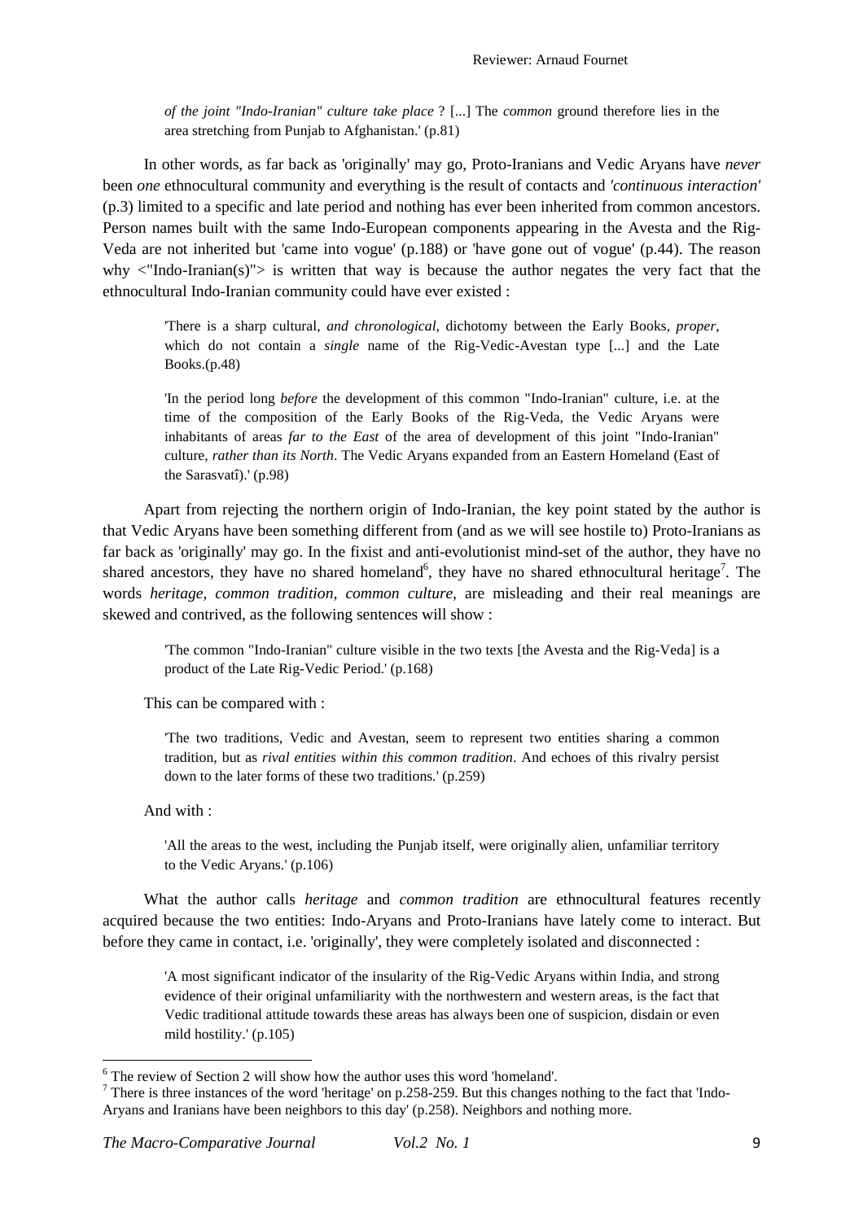> *of the joint "Indo-Iranian" culture take place* ? [...] The *common* ground therefore lies in the area stretching from Punjab to Afghanistan.' (p.81)

In other words, as far back as 'originally' may go, Proto-Iranians and Vedic Aryans have *never* been *one* ethnocultural community and everything is the result of contacts and *'continuous interaction'* (p.3) limited to a specific and late period and nothing has ever been inherited from common ancestors. Person names built with the same Indo-European components appearing in the Avesta and the Rig-Veda are not inherited but 'came into vogue' (p.188) or 'have gone out of vogue' (p.44). The reason why <"Indo-Iranian(s)"> is written that way is because the author negates the very fact that the ethnocultural Indo-Iranian community could have ever existed :

> 'There is a sharp cultural, *and chronological*, dichotomy between the Early Books, *proper*, which do not contain a *single* name of the Rig-Vedic-Avestan type [...] and the Late Books.(p.48)

> 'In the period long *before* the development of this common "Indo-Iranian" culture, i.e. at the time of the composition of the Early Books of the Rig-Veda, the Vedic Aryans were inhabitants of areas *far to the East* of the area of development of this joint "Indo-Iranian" culture, *rather than its North*. The Vedic Aryans expanded from an Eastern Homeland (East of the Sarasvatî).' (p.98)

Apart from rejecting the northern origin of Indo-Iranian, the key point stated by the author is that Vedic Aryans have been something different from (and as we will see hostile to) Proto-Iranians as far back as 'originally' may go. In the fixist and anti-evolutionist mind-set of the author, they have no shared ancestors, they have no shared homeland[6], they have no shared ethnocultural heritage[7]. The words *heritage*, *common tradition*, *common culture*, are misleading and their real meanings are skewed and contrived, as the following sentences will show :

> 'The common "Indo-Iranian" culture visible in the two texts [the Avesta and the Rig-Veda] is a product of the Late Rig-Vedic Period.' (p.168)

This can be compared with :

> 'The two traditions, Vedic and Avestan, seem to represent two entities sharing a common tradition, but as *rival entities within this common tradition*. And echoes of this rivalry persist down to the later forms of these two traditions.' (p.259)

And with :

> 'All the areas to the west, including the Punjab itself, were originally alien, unfamiliar territory to the Vedic Aryans.' (p.106)

What the author calls *heritage* and *common tradition* are ethnocultural features recently acquired because the two entities: Indo-Aryans and Proto-Iranians have lately come to interact. But before they came in contact, i.e. 'originally', they were completely isolated and disconnected :

> 'A most significant indicator of the insularity of the Rig-Vedic Aryans within India, and strong evidence of their original unfamiliarity with the northwestern and western areas, is the fact that Vedic traditional attitude towards these areas has always been one of suspicion, disdain or even mild hostility.' (p.105)

---

[6] The review of Section 2 will show how the author uses this word 'homeland'.

[7] There is three instances of the word 'heritage' on p.258-259. But this changes nothing to the fact that 'Indo-Aryans and Iranians have been neighbors to this day' (p.258). Neighbors and nothing more.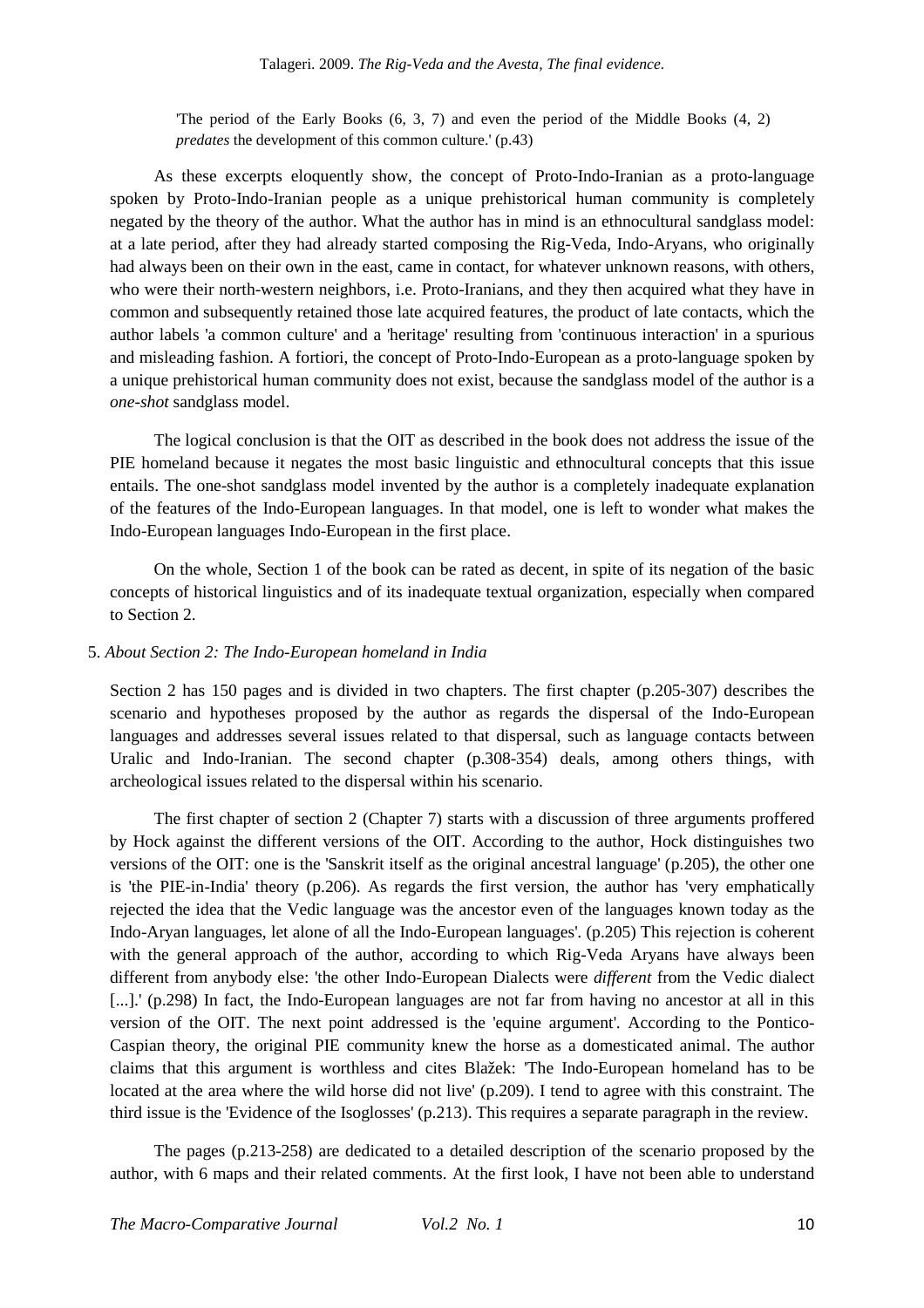> 'The period of the Early Books (6, 3, 7) and even the period of the Middle Books (4, 2) *predates* the development of this common culture.' (p.43)

As these excerpts eloquently show, the concept of Proto-Indo-Iranian as a proto-language spoken by Proto-Indo-Iranian people as a unique prehistorical human community is completely negated by the theory of the author. What the author has in mind is an ethnocultural sandglass model: at a late period, after they had already started composing the Rig-Veda, Indo-Aryans, who originally had always been on their own in the east, came in contact, for whatever unknown reasons, with others, who were their north-western neighbors, i.e. Proto-Iranians, and they then acquired what they have in common and subsequently retained those late acquired features, the product of late contacts, which the author labels 'a common culture' and a 'heritage' resulting from 'continuous interaction' in a spurious and misleading fashion. A fortiori, the concept of Proto-Indo-European as a proto-language spoken by a unique prehistorical human community does not exist, because the sandglass model of the author is a *one-shot* sandglass model.

The logical conclusion is that the OIT as described in the book does not address the issue of the PIE homeland because it negates the most basic linguistic and ethnocultural concepts that this issue entails. The one-shot sandglass model invented by the author is a completely inadequate explanation of the features of the Indo-European languages. In that model, one is left to wonder what makes the Indo-European languages Indo-European in the first place.

On the whole, Section 1 of the book can be rated as decent, in spite of its negation of the basic concepts of historical linguistics and of its inadequate textual organization, especially when compared to Section 2.

5. *About Section 2: The Indo-European homeland in India*

Section 2 has 150 pages and is divided in two chapters. The first chapter (p.205-307) describes the scenario and hypotheses proposed by the author as regards the dispersal of the Indo-European languages and addresses several issues related to that dispersal, such as language contacts between Uralic and Indo-Iranian. The second chapter (p.308-354) deals, among others things, with archeological issues related to the dispersal within his scenario.

The first chapter of section 2 (Chapter 7) starts with a discussion of three arguments proffered by Hock against the different versions of the OIT. According to the author, Hock distinguishes two versions of the OIT: one is the 'Sanskrit itself as the original ancestral language' (p.205), the other one is 'the PIE-in-India' theory (p.206). As regards the first version, the author has 'very emphatically rejected the idea that the Vedic language was the ancestor even of the languages known today as the Indo-Aryan languages, let alone of all the Indo-European languages'. (p.205) This rejection is coherent with the general approach of the author, according to which Rig-Veda Aryans have always been different from anybody else: 'the other Indo-European Dialects were *different* from the Vedic dialect [...].' (p.298) In fact, the Indo-European languages are not far from having no ancestor at all in this version of the OIT. The next point addressed is the 'equine argument'. According to the Pontico-Caspian theory, the original PIE community knew the horse as a domesticated animal. The author claims that this argument is worthless and cites Blažek: 'The Indo-European homeland has to be located at the area where the wild horse did not live' (p.209). I tend to agree with this constraint. The third issue is the 'Evidence of the Isoglosses' (p.213). This requires a separate paragraph in the review.

The pages (p.213-258) are dedicated to a detailed description of the scenario proposed by the author, with 6 maps and their related comments. At the first look, I have not been able to understand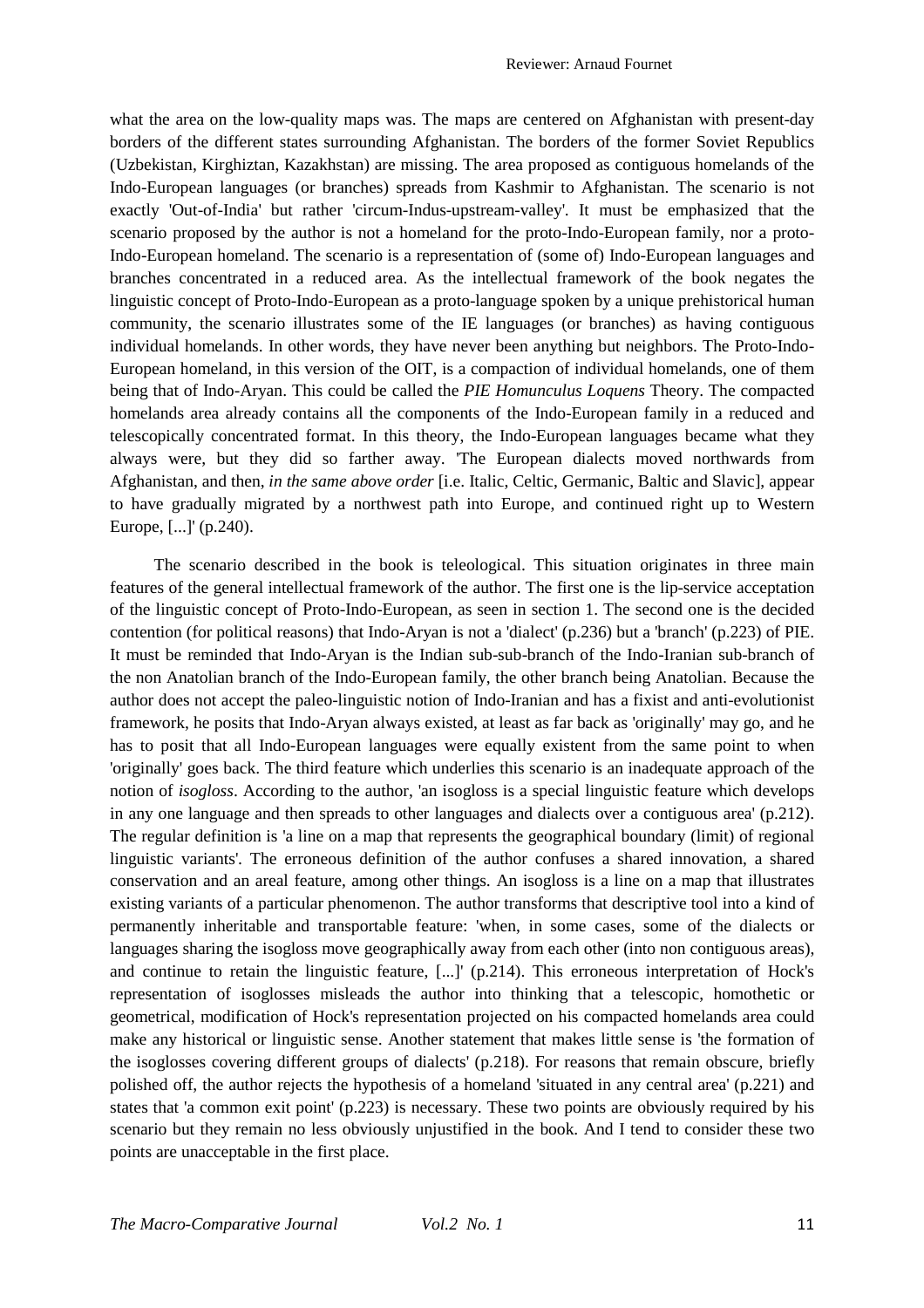what the area on the low-quality maps was. The maps are centered on Afghanistan with present-day borders of the different states surrounding Afghanistan. The borders of the former Soviet Republics (Uzbekistan, Kirghiztan, Kazakhstan) are missing. The area proposed as contiguous homelands of the Indo-European languages (or branches) spreads from Kashmir to Afghanistan. The scenario is not exactly 'Out-of-India' but rather 'circum-Indus-upstream-valley'. It must be emphasized that the scenario proposed by the author is not a homeland for the proto-Indo-European family, nor a proto-Indo-European homeland. The scenario is a representation of (some of) Indo-European languages and branches concentrated in a reduced area. As the intellectual framework of the book negates the linguistic concept of Proto-Indo-European as a proto-language spoken by a unique prehistorical human community, the scenario illustrates some of the IE languages (or branches) as having contiguous individual homelands. In other words, they have never been anything but neighbors. The Proto-Indo-European homeland, in this version of the OIT, is a compaction of individual homelands, one of them being that of Indo-Aryan. This could be called the *PIE Homunculus Loquens* Theory. The compacted homelands area already contains all the components of the Indo-European family in a reduced and telescopically concentrated format. In this theory, the Indo-European languages became what they always were, but they did so farther away. 'The European dialects moved northwards from Afghanistan, and then, *in the same above order* [i.e. Italic, Celtic, Germanic, Baltic and Slavic], appear to have gradually migrated by a northwest path into Europe, and continued right up to Western Europe, [...]' (p.240).

The scenario described in the book is teleological. This situation originates in three main features of the general intellectual framework of the author. The first one is the lip-service acceptation of the linguistic concept of Proto-Indo-European, as seen in section 1. The second one is the decided contention (for political reasons) that Indo-Aryan is not a 'dialect' (p.236) but a 'branch' (p.223) of PIE. It must be reminded that Indo-Aryan is the Indian sub-sub-branch of the Indo-Iranian sub-branch of the non Anatolian branch of the Indo-European family, the other branch being Anatolian. Because the author does not accept the paleo-linguistic notion of Indo-Iranian and has a fixist and anti-evolutionist framework, he posits that Indo-Aryan always existed, at least as far back as 'originally' may go, and he has to posit that all Indo-European languages were equally existent from the same point to when 'originally' goes back. The third feature which underlies this scenario is an inadequate approach of the notion of *isogloss*. According to the author, 'an isogloss is a special linguistic feature which develops in any one language and then spreads to other languages and dialects over a contiguous area' (p.212). The regular definition is 'a line on a map that represents the geographical boundary (limit) of regional linguistic variants'. The erroneous definition of the author confuses a shared innovation, a shared conservation and an areal feature, among other things. An isogloss is a line on a map that illustrates existing variants of a particular phenomenon. The author transforms that descriptive tool into a kind of permanently inheritable and transportable feature: 'when, in some cases, some of the dialects or languages sharing the isogloss move geographically away from each other (into non contiguous areas), and continue to retain the linguistic feature, [...]' (p.214). This erroneous interpretation of Hock's representation of isoglosses misleads the author into thinking that a telescopic, homothetic or geometrical, modification of Hock's representation projected on his compacted homelands area could make any historical or linguistic sense. Another statement that makes little sense is 'the formation of the isoglosses covering different groups of dialects' (p.218). For reasons that remain obscure, briefly polished off, the author rejects the hypothesis of a homeland 'situated in any central area' (p.221) and states that 'a common exit point' (p.223) is necessary. These two points are obviously required by his scenario but they remain no less obviously unjustified in the book. And I tend to consider these two points are unacceptable in the first place.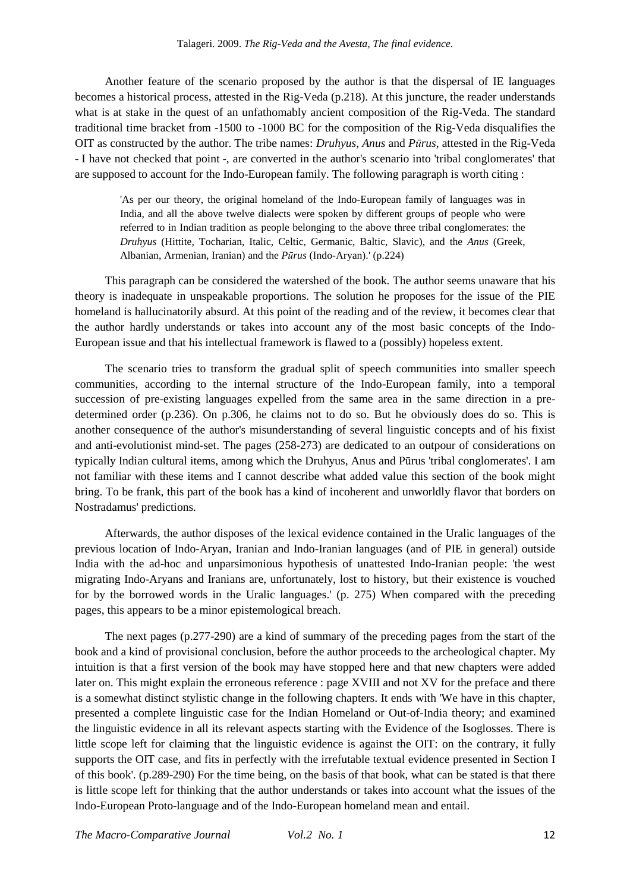Another feature of the scenario proposed by the author is that the dispersal of IE languages becomes a historical process, attested in the Rig-Veda (p.218). At this juncture, the reader understands what is at stake in the quest of an unfathomably ancient composition of the Rig-Veda. The standard traditional time bracket from -1500 to -1000 BC for the composition of the Rig-Veda disqualifies the OIT as constructed by the author. The tribe names: *Druhyus*, *Anus* and *Pūrus*, attested in the Rig-Veda - I have not checked that point -, are converted in the author's scenario into 'tribal conglomerates' that are supposed to account for the Indo-European family. The following paragraph is worth citing :

> 'As per our theory, the original homeland of the Indo-European family of languages was in India, and all the above twelve dialects were spoken by different groups of people who were referred to in Indian tradition as people belonging to the above three tribal conglomerates: the *Druhyus* (Hittite, Tocharian, Italic, Celtic, Germanic, Baltic, Slavic), and the *Anus* (Greek, Albanian, Armenian, Iranian) and the *Pūrus* (Indo-Aryan).' (p.224)

This paragraph can be considered the watershed of the book. The author seems unaware that his theory is inadequate in unspeakable proportions. The solution he proposes for the issue of the PIE homeland is hallucinatorily absurd. At this point of the reading and of the review, it becomes clear that the author hardly understands or takes into account any of the most basic concepts of the Indo-European issue and that his intellectual framework is flawed to a (possibly) hopeless extent.

The scenario tries to transform the gradual split of speech communities into smaller speech communities, according to the internal structure of the Indo-European family, into a temporal succession of pre-existing languages expelled from the same area in the same direction in a pre-determined order (p.236). On p.306, he claims not to do so. But he obviously does do so. This is another consequence of the author's misunderstanding of several linguistic concepts and of his fixist and anti-evolutionist mind-set. The pages (258-273) are dedicated to an outpour of considerations on typically Indian cultural items, among which the Druhyus, Anus and Pūrus 'tribal conglomerates'. I am not familiar with these items and I cannot describe what added value this section of the book might bring. To be frank, this part of the book has a kind of incoherent and unworldly flavor that borders on Nostradamus' predictions.

Afterwards, the author disposes of the lexical evidence contained in the Uralic languages of the previous location of Indo-Aryan, Iranian and Indo-Iranian languages (and of PIE in general) outside India with the ad-hoc and unparsimonious hypothesis of unattested Indo-Iranian people: 'the west migrating Indo-Aryans and Iranians are, unfortunately, lost to history, but their existence is vouched for by the borrowed words in the Uralic languages.' (p. 275) When compared with the preceding pages, this appears to be a minor epistemological breach.

The next pages (p.277-290) are a kind of summary of the preceding pages from the start of the book and a kind of provisional conclusion, before the author proceeds to the archeological chapter. My intuition is that a first version of the book may have stopped here and that new chapters were added later on. This might explain the erroneous reference : page XVIII and not XV for the preface and there is a somewhat distinct stylistic change in the following chapters. It ends with 'We have in this chapter, presented a complete linguistic case for the Indian Homeland or Out-of-India theory; and examined the linguistic evidence in all its relevant aspects starting with the Evidence of the Isoglosses. There is little scope left for claiming that the linguistic evidence is against the OIT: on the contrary, it fully supports the OIT case, and fits in perfectly with the irrefutable textual evidence presented in Section I of this book'. (p.289-290) For the time being, on the basis of that book, what can be stated is that there is little scope left for thinking that the author understands or takes into account what the issues of the Indo-European Proto-language and of the Indo-European homeland mean and entail.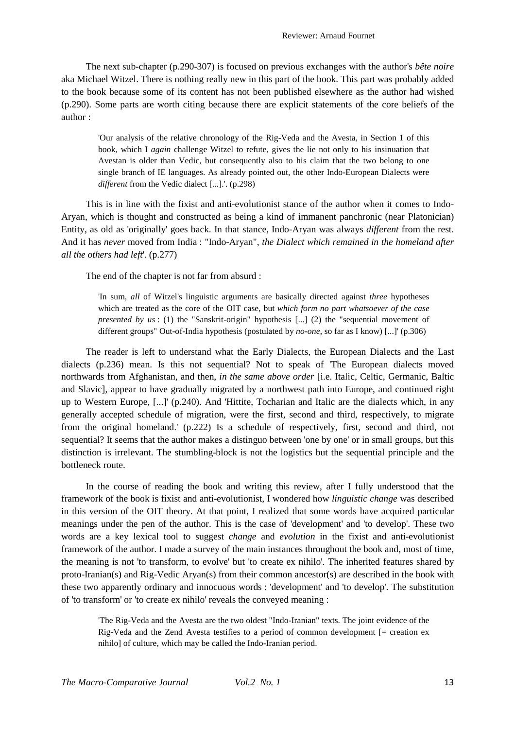The next sub-chapter (p.290-307) is focused on previous exchanges with the author's *bête noire* aka Michael Witzel. There is nothing really new in this part of the book. This part was probably added to the book because some of its content has not been published elsewhere as the author had wished (p.290). Some parts are worth citing because there are explicit statements of the core beliefs of the author :

> 'Our analysis of the relative chronology of the Rig-Veda and the Avesta, in Section 1 of this book, which I *again* challenge Witzel to refute, gives the lie not only to his insinuation that Avestan is older than Vedic, but consequently also to his claim that the two belong to one single branch of IE languages. As already pointed out, the other Indo-European Dialects were *different* from the Vedic dialect [...].'. (p.298)

This is in line with the fixist and anti-evolutionist stance of the author when it comes to Indo-Aryan, which is thought and constructed as being a kind of immanent panchronic (near Platonician) Entity, as old as 'originally' goes back. In that stance, Indo-Aryan was always *different* from the rest. And it has *never* moved from India : "Indo-Aryan", *the Dialect which remained in the homeland after all the others had left*'. (p.277)

The end of the chapter is not far from absurd :

> 'In sum, *all* of Witzel's linguistic arguments are basically directed against *three* hypotheses which are treated as the core of the OIT case, but *which form no part whatsoever of the case presented by us* : (1) the "Sanskrit-origin" hypothesis [...] (2) the "sequential movement of different groups" Out-of-India hypothesis (postulated by *no-one*, so far as I know) [...]' (p.306)

The reader is left to understand what the Early Dialects, the European Dialects and the Last dialects (p.236) mean. Is this not sequential? Not to speak of 'The European dialects moved northwards from Afghanistan, and then, *in the same above order* [i.e. Italic, Celtic, Germanic, Baltic and Slavic], appear to have gradually migrated by a northwest path into Europe, and continued right up to Western Europe, [...]' (p.240). And 'Hittite, Tocharian and Italic are the dialects which, in any generally accepted schedule of migration, were the first, second and third, respectively, to migrate from the original homeland.' (p.222) Is a schedule of respectively, first, second and third, not sequential? It seems that the author makes a distinguo between 'one by one' or in small groups, but this distinction is irrelevant. The stumbling-block is not the logistics but the sequential principle and the bottleneck route.

In the course of reading the book and writing this review, after I fully understood that the framework of the book is fixist and anti-evolutionist, I wondered how *linguistic change* was described in this version of the OIT theory. At that point, I realized that some words have acquired particular meanings under the pen of the author. This is the case of 'development' and 'to develop'. These two words are a key lexical tool to suggest *change* and *evolution* in the fixist and anti-evolutionist framework of the author. I made a survey of the main instances throughout the book and, most of time, the meaning is not 'to transform, to evolve' but 'to create ex nihilo'. The inherited features shared by proto-Iranian(s) and Rig-Vedic Aryan(s) from their common ancestor(s) are described in the book with these two apparently ordinary and innocuous words : 'development' and 'to develop'. The substitution of 'to transform' or 'to create ex nihilo' reveals the conveyed meaning :

> 'The Rig-Veda and the Avesta are the two oldest "Indo-Iranian" texts. The joint evidence of the Rig-Veda and the Zend Avesta testifies to a period of common development [= creation ex nihilo] of culture, which may be called the Indo-Iranian period.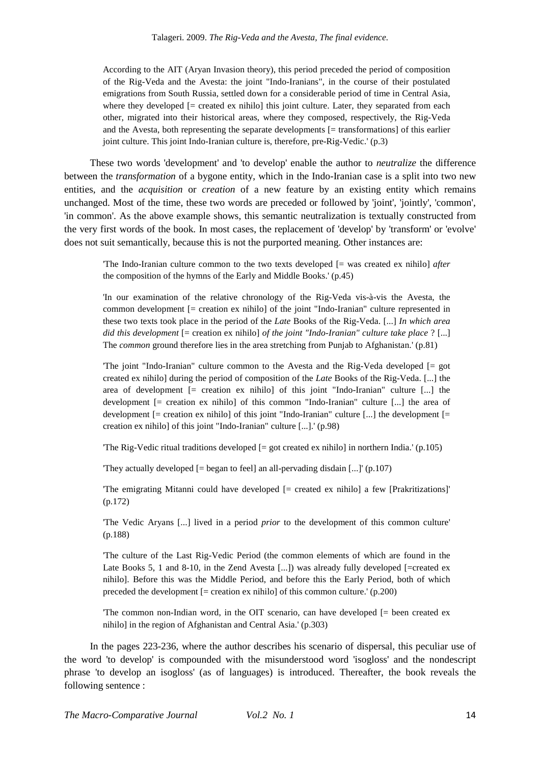According to the AIT (Aryan Invasion theory), this period preceded the period of composition of the Rig-Veda and the Avesta: the joint "Indo-Iranians", in the course of their postulated emigrations from South Russia, settled down for a considerable period of time in Central Asia, where they developed [= created ex nihilo] this joint culture. Later, they separated from each other, migrated into their historical areas, where they composed, respectively, the Rig-Veda and the Avesta, both representing the separate developments [= transformations] of this earlier joint culture. This joint Indo-Iranian culture is, therefore, pre-Rig-Vedic.' (p.3)

These two words 'development' and 'to develop' enable the author to *neutralize* the difference between the *transformation* of a bygone entity, which in the Indo-Iranian case is a split into two new entities, and the *acquisition* or *creation* of a new feature by an existing entity which remains unchanged. Most of the time, these two words are preceded or followed by 'joint', 'jointly', 'common', 'in common'. As the above example shows, this semantic neutralization is textually constructed from the very first words of the book. In most cases, the replacement of 'develop' by 'transform' or 'evolve' does not suit semantically, because this is not the purported meaning. Other instances are:

> 'The Indo-Iranian culture common to the two texts developed [= was created ex nihilo] *after* the composition of the hymns of the Early and Middle Books.' (p.45)
>
> 'In our examination of the relative chronology of the Rig-Veda vis-à-vis the Avesta, the common development [= creation ex nihilo] of the joint "Indo-Iranian" culture represented in these two texts took place in the period of the *Late* Books of the Rig-Veda. [...] *In which area did this development* [= creation ex nihilo] *of the joint "Indo-Iranian" culture take place* ? [...] The *common* ground therefore lies in the area stretching from Punjab to Afghanistan.' (p.81)
>
> 'The joint "Indo-Iranian" culture common to the Avesta and the Rig-Veda developed [= got created ex nihilo] during the period of composition of the *Late* Books of the Rig-Veda. [...] the area of development [= creation ex nihilo] of this joint "Indo-Iranian" culture [...] the development [= creation ex nihilo] of this common "Indo-Iranian" culture [...] the area of development [= creation ex nihilo] of this joint "Indo-Iranian" culture [...] the development [= creation ex nihilo] of this joint "Indo-Iranian" culture [...].' (p.98)
>
> 'The Rig-Vedic ritual traditions developed [= got created ex nihilo] in northern India.' (p.105)
>
> 'They actually developed [= began to feel] an all-pervading disdain [...]' (p.107)
>
> 'The emigrating Mitanni could have developed [= created ex nihilo] a few [Prakritizations]' (p.172)
>
> 'The Vedic Aryans [...] lived in a period *prior* to the development of this common culture' (p.188)
>
> 'The culture of the Last Rig-Vedic Period (the common elements of which are found in the Late Books 5, 1 and 8-10, in the Zend Avesta [...]) was already fully developed [=created ex nihilo]. Before this was the Middle Period, and before this the Early Period, both of which preceded the development [= creation ex nihilo] of this common culture.' (p.200)
>
> 'The common non-Indian word, in the OIT scenario, can have developed [= been created ex nihilo] in the region of Afghanistan and Central Asia.' (p.303)

In the pages 223-236, where the author describes his scenario of dispersal, this peculiar use of the word 'to develop' is compounded with the misunderstood word 'isogloss' and the nondescript phrase 'to develop an isogloss' (as of languages) is introduced. Thereafter, the book reveals the following sentence :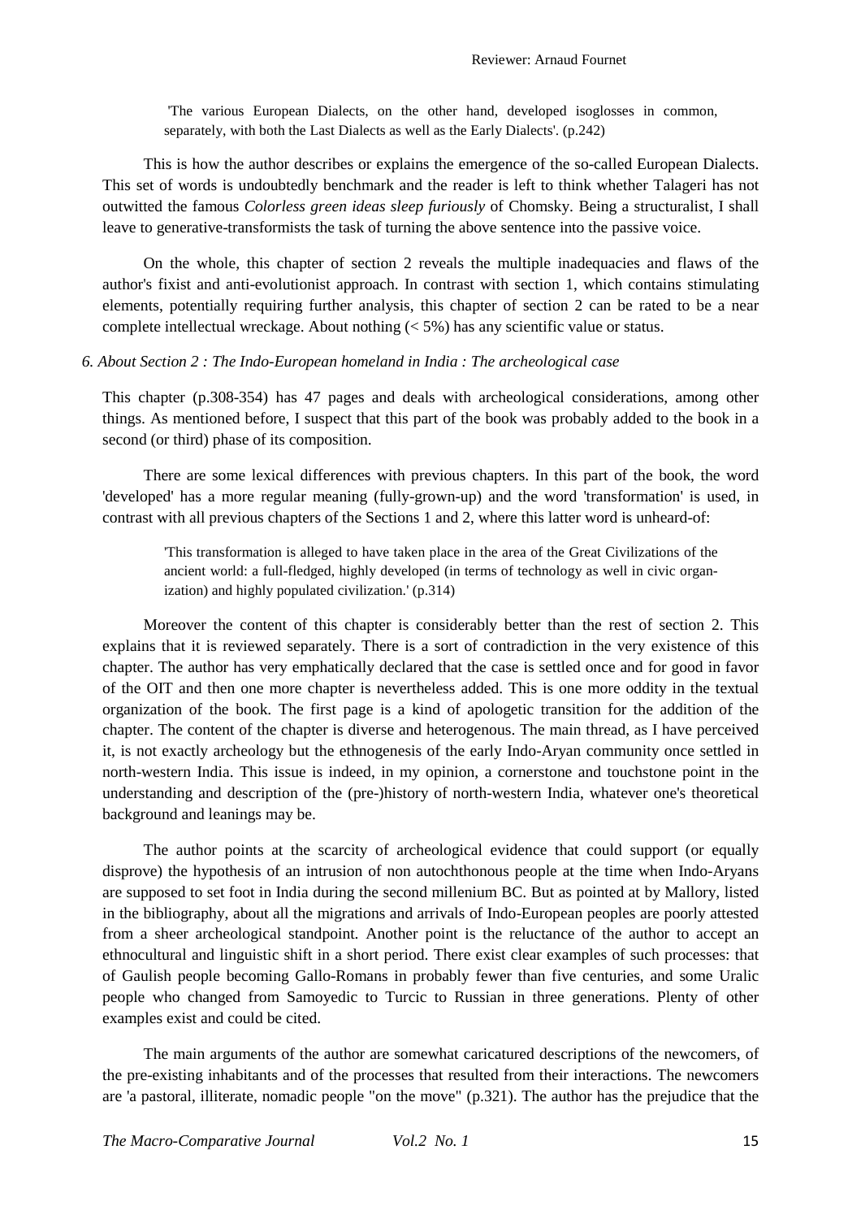> 'The various European Dialects, on the other hand, developed isoglosses in common, separately, with both the Last Dialects as well as the Early Dialects'. (p.242)

This is how the author describes or explains the emergence of the so-called European Dialects. This set of words is undoubtedly benchmark and the reader is left to think whether Talageri has not outwitted the famous *Colorless green ideas sleep furiously* of Chomsky. Being a structuralist, I shall leave to generative-transformists the task of turning the above sentence into the passive voice.

On the whole, this chapter of section 2 reveals the multiple inadequacies and flaws of the author's fixist and anti-evolutionist approach. In contrast with section 1, which contains stimulating elements, potentially requiring further analysis, this chapter of section 2 can be rated to be a near complete intellectual wreckage. About nothing (< 5%) has any scientific value or status.

*6. About Section 2 : The Indo-European homeland in India : The archeological case*

This chapter (p.308-354) has 47 pages and deals with archeological considerations, among other things. As mentioned before, I suspect that this part of the book was probably added to the book in a second (or third) phase of its composition.

There are some lexical differences with previous chapters. In this part of the book, the word 'developed' has a more regular meaning (fully-grown-up) and the word 'transformation' is used, in contrast with all previous chapters of the Sections 1 and 2, where this latter word is unheard-of:

> 'This transformation is alleged to have taken place in the area of the Great Civilizations of the ancient world: a full-fledged, highly developed (in terms of technology as well in civic organization) and highly populated civilization.' (p.314)

Moreover the content of this chapter is considerably better than the rest of section 2. This explains that it is reviewed separately. There is a sort of contradiction in the very existence of this chapter. The author has very emphatically declared that the case is settled once and for good in favor of the OIT and then one more chapter is nevertheless added. This is one more oddity in the textual organization of the book. The first page is a kind of apologetic transition for the addition of the chapter. The content of the chapter is diverse and heterogenous. The main thread, as I have perceived it, is not exactly archeology but the ethnogenesis of the early Indo-Aryan community once settled in north-western India. This issue is indeed, in my opinion, a cornerstone and touchstone point in the understanding and description of the (pre-)history of north-western India, whatever one's theoretical background and leanings may be.

The author points at the scarcity of archeological evidence that could support (or equally disprove) the hypothesis of an intrusion of non autochthonous people at the time when Indo-Aryans are supposed to set foot in India during the second millenium BC. But as pointed at by Mallory, listed in the bibliography, about all the migrations and arrivals of Indo-European peoples are poorly attested from a sheer archeological standpoint. Another point is the reluctance of the author to accept an ethnocultural and linguistic shift in a short period. There exist clear examples of such processes: that of Gaulish people becoming Gallo-Romans in probably fewer than five centuries, and some Uralic people who changed from Samoyedic to Turcic to Russian in three generations. Plenty of other examples exist and could be cited.

The main arguments of the author are somewhat caricatured descriptions of the newcomers, of the pre-existing inhabitants and of the processes that resulted from their interactions. The newcomers are 'a pastoral, illiterate, nomadic people "on the move" (p.321). The author has the prejudice that the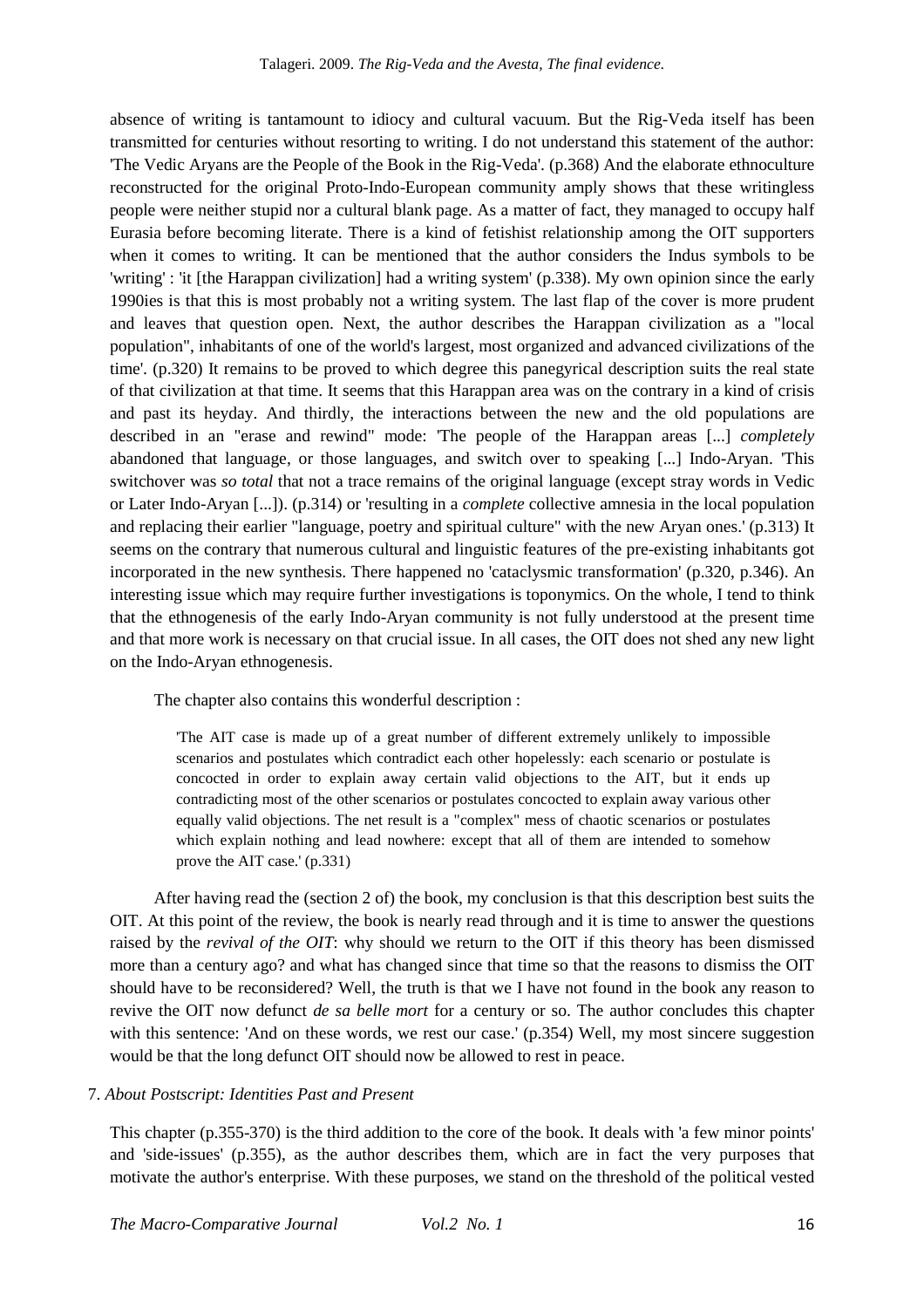absence of writing is tantamount to idiocy and cultural vacuum. But the Rig-Veda itself has been transmitted for centuries without resorting to writing. I do not understand this statement of the author: 'The Vedic Aryans are the People of the Book in the Rig-Veda'. (p.368) And the elaborate ethnoculture reconstructed for the original Proto-Indo-European community amply shows that these writingless people were neither stupid nor a cultural blank page. As a matter of fact, they managed to occupy half Eurasia before becoming literate. There is a kind of fetishist relationship among the OIT supporters when it comes to writing. It can be mentioned that the author considers the Indus symbols to be 'writing' : 'it [the Harappan civilization] had a writing system' (p.338). My own opinion since the early 1990ies is that this is most probably not a writing system. The last flap of the cover is more prudent and leaves that question open. Next, the author describes the Harappan civilization as a "local population", inhabitants of one of the world's largest, most organized and advanced civilizations of the time'. (p.320) It remains to be proved to which degree this panegyrical description suits the real state of that civilization at that time. It seems that this Harappan area was on the contrary in a kind of crisis and past its heyday. And thirdly, the interactions between the new and the old populations are described in an "erase and rewind" mode: 'The people of the Harappan areas [...] *completely* abandoned that language, or those languages, and switch over to speaking [...] Indo-Aryan. 'This switchover was *so total* that not a trace remains of the original language (except stray words in Vedic or Later Indo-Aryan [...]). (p.314) or 'resulting in a *complete* collective amnesia in the local population and replacing their earlier "language, poetry and spiritual culture" with the new Aryan ones.' (p.313) It seems on the contrary that numerous cultural and linguistic features of the pre-existing inhabitants got incorporated in the new synthesis. There happened no 'cataclysmic transformation' (p.320, p.346). An interesting issue which may require further investigations is toponymics. On the whole, I tend to think that the ethnogenesis of the early Indo-Aryan community is not fully understood at the present time and that more work is necessary on that crucial issue. In all cases, the OIT does not shed any new light on the Indo-Aryan ethnogenesis.

The chapter also contains this wonderful description :

> 'The AIT case is made up of a great number of different extremely unlikely to impossible scenarios and postulates which contradict each other hopelessly: each scenario or postulate is concocted in order to explain away certain valid objections to the AIT, but it ends up contradicting most of the other scenarios or postulates concocted to explain away various other equally valid objections. The net result is a "complex" mess of chaotic scenarios or postulates which explain nothing and lead nowhere: except that all of them are intended to somehow prove the AIT case.' (p.331)

After having read the (section 2 of) the book, my conclusion is that this description best suits the OIT. At this point of the review, the book is nearly read through and it is time to answer the questions raised by the *revival of the OIT*: why should we return to the OIT if this theory has been dismissed more than a century ago? and what has changed since that time so that the reasons to dismiss the OIT should have to be reconsidered? Well, the truth is that we I have not found in the book any reason to revive the OIT now defunct *de sa belle mort* for a century or so. The author concludes this chapter with this sentence: 'And on these words, we rest our case.' (p.354) Well, my most sincere suggestion would be that the long defunct OIT should now be allowed to rest in peace.

7. *About Postscript: Identities Past and Present*

This chapter (p.355-370) is the third addition to the core of the book. It deals with 'a few minor points' and 'side-issues' (p.355), as the author describes them, which are in fact the very purposes that motivate the author's enterprise. With these purposes, we stand on the threshold of the political vested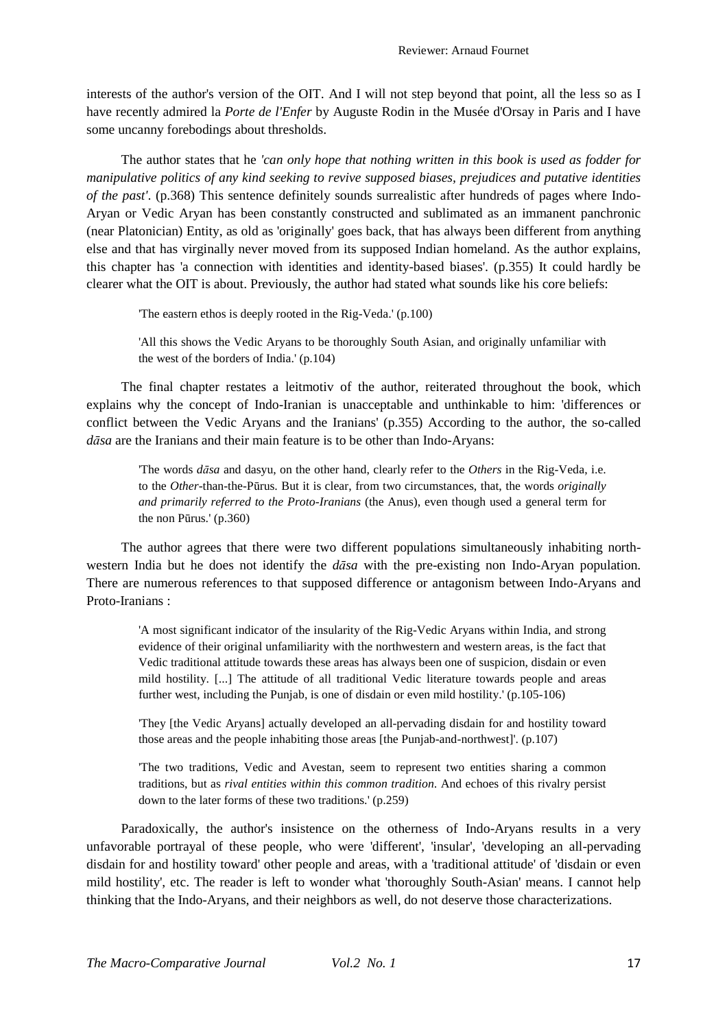interests of the author's version of the OIT. And I will not step beyond that point, all the less so as I have recently admired la *Porte de l'Enfer* by Auguste Rodin in the Musée d'Orsay in Paris and I have some uncanny forebodings about thresholds.

The author states that he *'can only hope that nothing written in this book is used as fodder for manipulative politics of any kind seeking to revive supposed biases, prejudices and putative identities of the past'*. (p.368) This sentence definitely sounds surrealistic after hundreds of pages where Indo-Aryan or Vedic Aryan has been constantly constructed and sublimated as an immanent panchronic (near Platonician) Entity, as old as 'originally' goes back, that has always been different from anything else and that has virginally never moved from its supposed Indian homeland. As the author explains, this chapter has 'a connection with identities and identity-based biases'. (p.355) It could hardly be clearer what the OIT is about. Previously, the author had stated what sounds like his core beliefs:

> 'The eastern ethos is deeply rooted in the Rig-Veda.' (p.100)
>
> 'All this shows the Vedic Aryans to be thoroughly South Asian, and originally unfamiliar with the west of the borders of India.' (p.104)

The final chapter restates a leitmotiv of the author, reiterated throughout the book, which explains why the concept of Indo-Iranian is unacceptable and unthinkable to him: 'differences or conflict between the Vedic Aryans and the Iranians' (p.355) According to the author, the so-called *dāsa* are the Iranians and their main feature is to be other than Indo-Aryans:

> 'The words *dāsa* and dasyu, on the other hand, clearly refer to the *Others* in the Rig-Veda, i.e. to the *Other*-than-the-Pūrus. But it is clear, from two circumstances, that, the words *originally and primarily referred to the Proto-Iranians* (the Anus), even though used a general term for the non Pūrus.' (p.360)

The author agrees that there were two different populations simultaneously inhabiting north-western India but he does not identify the *dāsa* with the pre-existing non Indo-Aryan population. There are numerous references to that supposed difference or antagonism between Indo-Aryans and Proto-Iranians :

> 'A most significant indicator of the insularity of the Rig-Vedic Aryans within India, and strong evidence of their original unfamiliarity with the northwestern and western areas, is the fact that Vedic traditional attitude towards these areas has always been one of suspicion, disdain or even mild hostility. [...] The attitude of all traditional Vedic literature towards people and areas further west, including the Punjab, is one of disdain or even mild hostility.' (p.105-106)
>
> 'They [the Vedic Aryans] actually developed an all-pervading disdain for and hostility toward those areas and the people inhabiting those areas [the Punjab-and-northwest]'. (p.107)
>
> 'The two traditions, Vedic and Avestan, seem to represent two entities sharing a common traditions, but as *rival entities within this common tradition.* And echoes of this rivalry persist down to the later forms of these two traditions.' (p.259)

Paradoxically, the author's insistence on the otherness of Indo-Aryans results in a very unfavorable portrayal of these people, who were 'different', 'insular', 'developing an all-pervading disdain for and hostility toward' other people and areas, with a 'traditional attitude' of 'disdain or even mild hostility', etc. The reader is left to wonder what 'thoroughly South-Asian' means. I cannot help thinking that the Indo-Aryans, and their neighbors as well, do not deserve those characterizations.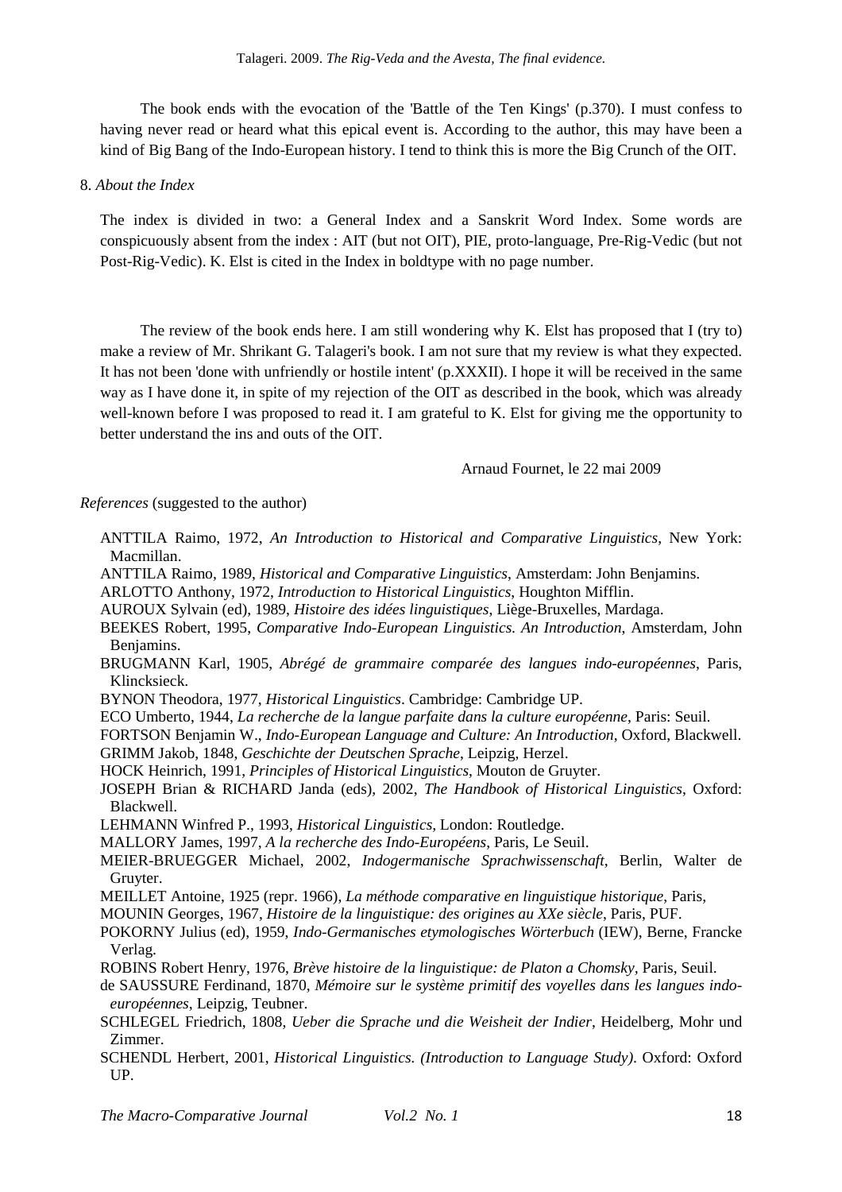The book ends with the evocation of the 'Battle of the Ten Kings' (p.370). I must confess to having never read or heard what this epical event is. According to the author, this may have been a kind of Big Bang of the Indo-European history. I tend to think this is more the Big Crunch of the OIT.

8. *About the Index*

The index is divided in two: a General Index and a Sanskrit Word Index. Some words are conspicuously absent from the index : AIT (but not OIT), PIE, proto-language, Pre-Rig-Vedic (but not Post-Rig-Vedic). K. Elst is cited in the Index in boldtype with no page number.

The review of the book ends here. I am still wondering why K. Elst has proposed that I (try to) make a review of Mr. Shrikant G. Talageri's book. I am not sure that my review is what they expected. It has not been 'done with unfriendly or hostile intent' (p.XXXII). I hope it will be received in the same way as I have done it, in spite of my rejection of the OIT as described in the book, which was already well-known before I was proposed to read it. I am grateful to K. Elst for giving me the opportunity to better understand the ins and outs of the OIT.

Arnaud Fournet, le 22 mai 2009

*References* (suggested to the author)

ANTTILA Raimo, 1972, *An Introduction to Historical and Comparative Linguistics*, New York: Macmillan.

ANTTILA Raimo, 1989, *Historical and Comparative Linguistics*, Amsterdam: John Benjamins.

ARLOTTO Anthony, 1972, *Introduction to Historical Linguistics*, Houghton Mifflin.

AUROUX Sylvain (ed), 1989, *Histoire des idées linguistiques*, Liège-Bruxelles, Mardaga.

BEEKES Robert, 1995, *Comparative Indo-European Linguistics. An Introduction*, Amsterdam, John Benjamins.

BRUGMANN Karl, 1905, *Abrégé de grammaire comparée des langues indo-européennes*, Paris, Klincksieck.

BYNON Theodora, 1977, *Historical Linguistics*. Cambridge: Cambridge UP.

ECO Umberto, 1944, *La recherche de la langue parfaite dans la culture européenne*, Paris: Seuil.

FORTSON Benjamin W., *Indo-European Language and Culture: An Introduction*, Oxford, Blackwell.

GRIMM Jakob, 1848, *Geschichte der Deutschen Sprache*, Leipzig, Herzel.

HOCK Heinrich, 1991, *Principles of Historical Linguistics*, Mouton de Gruyter.

JOSEPH Brian & RICHARD Janda (eds), 2002, *The Handbook of Historical Linguistics*, Oxford: Blackwell.

LEHMANN Winfred P., 1993, *Historical Linguistics*, London: Routledge.

MALLORY James, 1997, *A la recherche des Indo-Européens*, Paris, Le Seuil.

MEIER-BRUEGGER Michael, 2002, *Indogermanische Sprachwissenschaft*, Berlin, Walter de Gruyter.

MEILLET Antoine, 1925 (repr. 1966), *La méthode comparative en linguistique historique*, Paris,

MOUNIN Georges, 1967, *Histoire de la linguistique: des origines au XXe siècle*, Paris, PUF.

POKORNY Julius (ed), 1959, *Indo-Germanisches etymologisches Wörterbuch* (IEW), Berne, Francke Verlag.

ROBINS Robert Henry, 1976, *Brève histoire de la linguistique: de Platon a Chomsky*, Paris, Seuil.

de SAUSSURE Ferdinand, 1870, *Mémoire sur le système primitif des voyelles dans les langues indo-européennes*, Leipzig, Teubner.

SCHLEGEL Friedrich, 1808, *Ueber die Sprache und die Weisheit der Indier*, Heidelberg, Mohr und Zimmer.

SCHENDL Herbert, 2001, *Historical Linguistics. (Introduction to Language Study)*. Oxford: Oxford UP.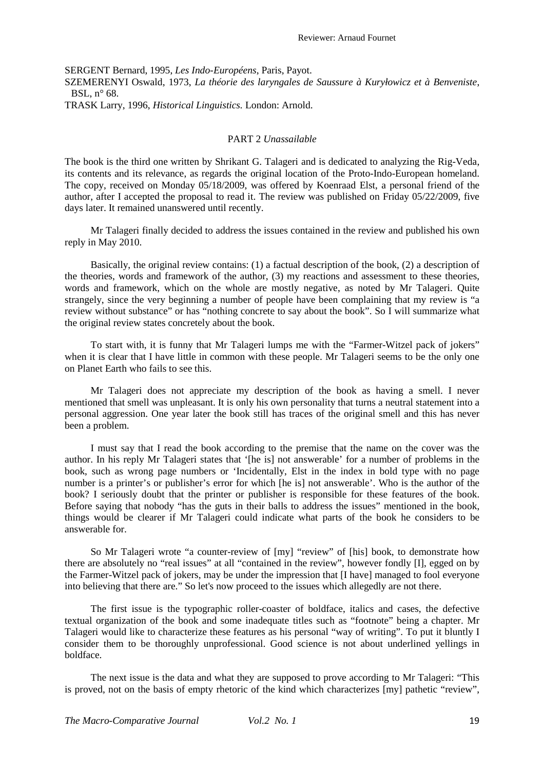SERGENT Bernard, 1995, *Les Indo-Européens*, Paris, Payot.

SZEMERENYI Oswald, 1973, *La théorie des laryngales de Saussure à Kuryłowicz et à Benveniste*, BSL, n° 68.

TRASK Larry, 1996, *Historical Linguistics.* London: Arnold.

## PART 2 *Unassailable*

The book is the third one written by Shrikant G. Talageri and is dedicated to analyzing the Rig-Veda, its contents and its relevance, as regards the original location of the Proto-Indo-European homeland. The copy, received on Monday 05/18/2009, was offered by Koenraad Elst, a personal friend of the author, after I accepted the proposal to read it. The review was published on Friday 05/22/2009, five days later. It remained unanswered until recently.

Mr Talageri finally decided to address the issues contained in the review and published his own reply in May 2010.

Basically, the original review contains: (1) a factual description of the book, (2) a description of the theories, words and framework of the author, (3) my reactions and assessment to these theories, words and framework, which on the whole are mostly negative, as noted by Mr Talageri. Quite strangely, since the very beginning a number of people have been complaining that my review is "a review without substance" or has "nothing concrete to say about the book". So I will summarize what the original review states concretely about the book.

To start with, it is funny that Mr Talageri lumps me with the "Farmer-Witzel pack of jokers" when it is clear that I have little in common with these people. Mr Talageri seems to be the only one on Planet Earth who fails to see this.

Mr Talageri does not appreciate my description of the book as having a smell. I never mentioned that smell was unpleasant. It is only his own personality that turns a neutral statement into a personal aggression. One year later the book still has traces of the original smell and this has never been a problem.

I must say that I read the book according to the premise that the name on the cover was the author. In his reply Mr Talageri states that '[he is] not answerable' for a number of problems in the book, such as wrong page numbers or 'Incidentally, Elst in the index in bold type with no page number is a printer's or publisher's error for which [he is] not answerable'. Who is the author of the book? I seriously doubt that the printer or publisher is responsible for these features of the book. Before saying that nobody "has the guts in their balls to address the issues" mentioned in the book, things would be clearer if Mr Talageri could indicate what parts of the book he considers to be answerable for.

So Mr Talageri wrote "a counter-review of [my] "review" of [his] book, to demonstrate how there are absolutely no "real issues" at all "contained in the review", however fondly [I], egged on by the Farmer-Witzel pack of jokers, may be under the impression that [I have] managed to fool everyone into believing that there are." So let's now proceed to the issues which allegedly are not there.

The first issue is the typographic roller-coaster of boldface, italics and cases, the defective textual organization of the book and some inadequate titles such as "footnote" being a chapter. Mr Talageri would like to characterize these features as his personal "way of writing". To put it bluntly I consider them to be thoroughly unprofessional. Good science is not about underlined yellings in boldface.

The next issue is the data and what they are supposed to prove according to Mr Talageri: "This is proved, not on the basis of empty rhetoric of the kind which characterizes [my] pathetic "review",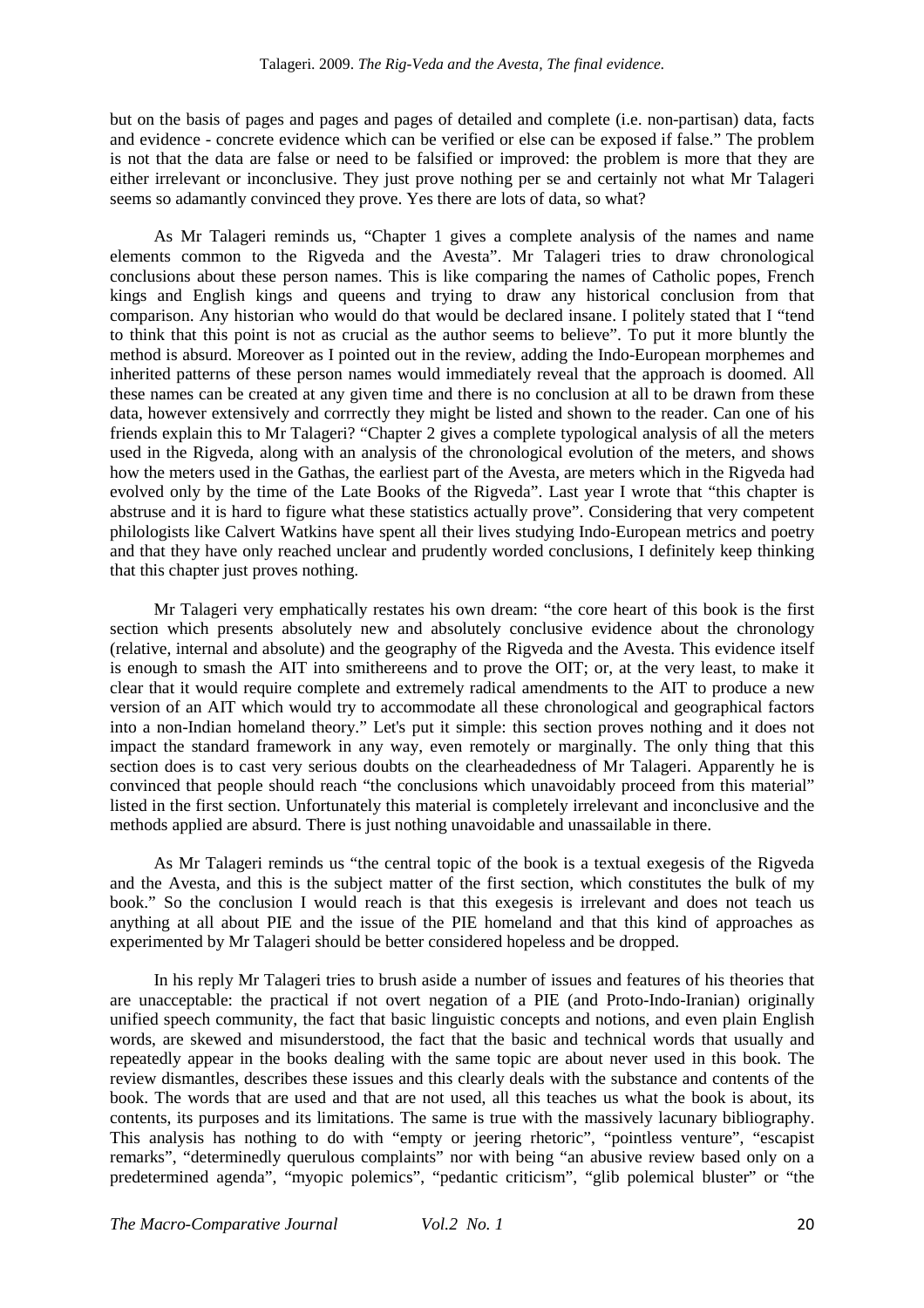but on the basis of pages and pages and pages of detailed and complete (i.e. non-partisan) data, facts and evidence - concrete evidence which can be verified or else can be exposed if false." The problem is not that the data are false or need to be falsified or improved: the problem is more that they are either irrelevant or inconclusive. They just prove nothing per se and certainly not what Mr Talageri seems so adamantly convinced they prove. Yes there are lots of data, so what?

As Mr Talageri reminds us, "Chapter 1 gives a complete analysis of the names and name elements common to the Rigveda and the Avesta". Mr Talageri tries to draw chronological conclusions about these person names. This is like comparing the names of Catholic popes, French kings and English kings and queens and trying to draw any historical conclusion from that comparison. Any historian who would do that would be declared insane. I politely stated that I "tend to think that this point is not as crucial as the author seems to believe". To put it more bluntly the method is absurd. Moreover as I pointed out in the review, adding the Indo-European morphemes and inherited patterns of these person names would immediately reveal that the approach is doomed. All these names can be created at any given time and there is no conclusion at all to be drawn from these data, however extensively and corrrectly they might be listed and shown to the reader. Can one of his friends explain this to Mr Talageri? "Chapter 2 gives a complete typological analysis of all the meters used in the Rigveda, along with an analysis of the chronological evolution of the meters, and shows how the meters used in the Gathas, the earliest part of the Avesta, are meters which in the Rigveda had evolved only by the time of the Late Books of the Rigveda". Last year I wrote that "this chapter is abstruse and it is hard to figure what these statistics actually prove". Considering that very competent philologists like Calvert Watkins have spent all their lives studying Indo-European metrics and poetry and that they have only reached unclear and prudently worded conclusions, I definitely keep thinking that this chapter just proves nothing.

Mr Talageri very emphatically restates his own dream: "the core heart of this book is the first section which presents absolutely new and absolutely conclusive evidence about the chronology (relative, internal and absolute) and the geography of the Rigveda and the Avesta. This evidence itself is enough to smash the AIT into smithereens and to prove the OIT; or, at the very least, to make it clear that it would require complete and extremely radical amendments to the AIT to produce a new version of an AIT which would try to accommodate all these chronological and geographical factors into a non-Indian homeland theory." Let's put it simple: this section proves nothing and it does not impact the standard framework in any way, even remotely or marginally. The only thing that this section does is to cast very serious doubts on the clearheadedness of Mr Talageri. Apparently he is convinced that people should reach "the conclusions which unavoidably proceed from this material" listed in the first section. Unfortunately this material is completely irrelevant and inconclusive and the methods applied are absurd. There is just nothing unavoidable and unassailable in there.

As Mr Talageri reminds us "the central topic of the book is a textual exegesis of the Rigveda and the Avesta, and this is the subject matter of the first section, which constitutes the bulk of my book." So the conclusion I would reach is that this exegesis is irrelevant and does not teach us anything at all about PIE and the issue of the PIE homeland and that this kind of approaches as experimented by Mr Talageri should be better considered hopeless and be dropped.

In his reply Mr Talageri tries to brush aside a number of issues and features of his theories that are unacceptable: the practical if not overt negation of a PIE (and Proto-Indo-Iranian) originally unified speech community, the fact that basic linguistic concepts and notions, and even plain English words, are skewed and misunderstood, the fact that the basic and technical words that usually and repeatedly appear in the books dealing with the same topic are about never used in this book. The review dismantles, describes these issues and this clearly deals with the substance and contents of the book. The words that are used and that are not used, all this teaches us what the book is about, its contents, its purposes and its limitations. The same is true with the massively lacunary bibliography. This analysis has nothing to do with "empty or jeering rhetoric", "pointless venture", "escapist remarks", "determinedly querulous complaints" nor with being "an abusive review based only on a predetermined agenda", "myopic polemics", "pedantic criticism", "glib polemical bluster" or "the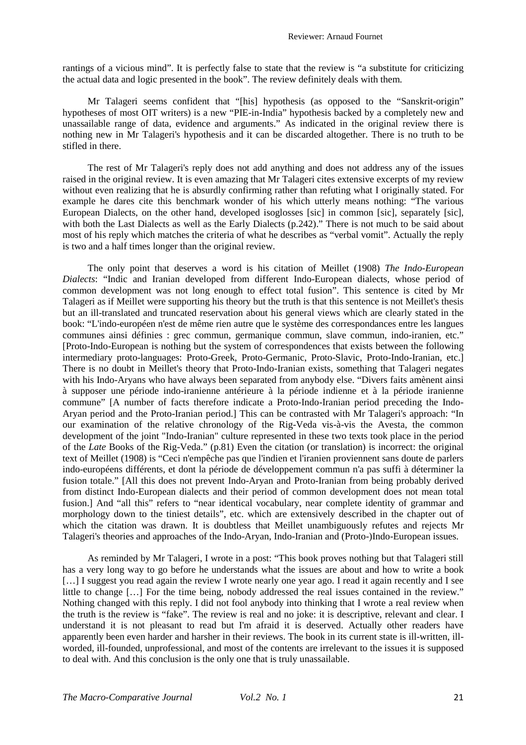rantings of a vicious mind". It is perfectly false to state that the review is "a substitute for criticizing the actual data and logic presented in the book". The review definitely deals with them.

Mr Talageri seems confident that "[his] hypothesis (as opposed to the "Sanskrit-origin" hypotheses of most OIT writers) is a new "PIE-in-India" hypothesis backed by a completely new and unassailable range of data, evidence and arguments." As indicated in the original review there is nothing new in Mr Talageri's hypothesis and it can be discarded altogether. There is no truth to be stifled in there.

The rest of Mr Talageri's reply does not add anything and does not address any of the issues raised in the original review. It is even amazing that Mr Talageri cites extensive excerpts of my review without even realizing that he is absurdly confirming rather than refuting what I originally stated. For example he dares cite this benchmark wonder of his which utterly means nothing: "The various European Dialects, on the other hand, developed isoglosses [sic] in common [sic], separately [sic], with both the Last Dialects as well as the Early Dialects (p.242)." There is not much to be said about most of his reply which matches the criteria of what he describes as "verbal vomit". Actually the reply is two and a half times longer than the original review.

The only point that deserves a word is his citation of Meillet (1908) *The Indo-European Dialects*: "Indic and Iranian developed from different Indo-European dialects, whose period of common development was not long enough to effect total fusion". This sentence is cited by Mr Talageri as if Meillet were supporting his theory but the truth is that this sentence is not Meillet's thesis but an ill-translated and truncated reservation about his general views which are clearly stated in the book: "L'indo-européen n'est de même rien autre que le système des correspondances entre les langues communes ainsi définies : grec commun, germanique commun, slave commun, indo-iranien, etc." [Proto-Indo-European is nothing but the system of correspondences that exists between the following intermediary proto-languages: Proto-Greek, Proto-Germanic, Proto-Slavic, Proto-Indo-Iranian, etc.] There is no doubt in Meillet's theory that Proto-Indo-Iranian exists, something that Talageri negates with his Indo-Aryans who have always been separated from anybody else. "Divers faits amènent ainsi à supposer une période indo-iranienne antérieure à la période indienne et à la période iranienne commune" [A number of facts therefore indicate a Proto-Indo-Iranian period preceding the Indo-Aryan period and the Proto-Iranian period.] This can be contrasted with Mr Talageri's approach: "In our examination of the relative chronology of the Rig-Veda vis-à-vis the Avesta, the common development of the joint "Indo-Iranian" culture represented in these two texts took place in the period of the *Late* Books of the Rig-Veda." (p.81) Even the citation (or translation) is incorrect: the original text of Meillet (1908) is "Ceci n'empêche pas que l'indien et l'iranien proviennent sans doute de parlers indo-européens différents, et dont la période de développement commun n'a pas suffi à déterminer la fusion totale." [All this does not prevent Indo-Aryan and Proto-Iranian from being probably derived from distinct Indo-European dialects and their period of common development does not mean total fusion.] And "all this" refers to "near identical vocabulary, near complete identity of grammar and morphology down to the tiniest details", etc. which are extensively described in the chapter out of which the citation was drawn. It is doubtless that Meillet unambiguously refutes and rejects Mr Talageri's theories and approaches of the Indo-Aryan, Indo-Iranian and (Proto-)Indo-European issues.

As reminded by Mr Talageri, I wrote in a post: "This book proves nothing but that Talageri still has a very long way to go before he understands what the issues are about and how to write a book […] I suggest you read again the review I wrote nearly one year ago. I read it again recently and I see little to change […] For the time being, nobody addressed the real issues contained in the review." Nothing changed with this reply. I did not fool anybody into thinking that I wrote a real review when the truth is the review is "fake". The review is real and no joke: it is descriptive, relevant and clear. I understand it is not pleasant to read but I'm afraid it is deserved. Actually other readers have apparently been even harder and harsher in their reviews. The book in its current state is ill-written, ill-worded, ill-founded, unprofessional, and most of the contents are irrelevant to the issues it is supposed to deal with. And this conclusion is the only one that is truly unassailable.